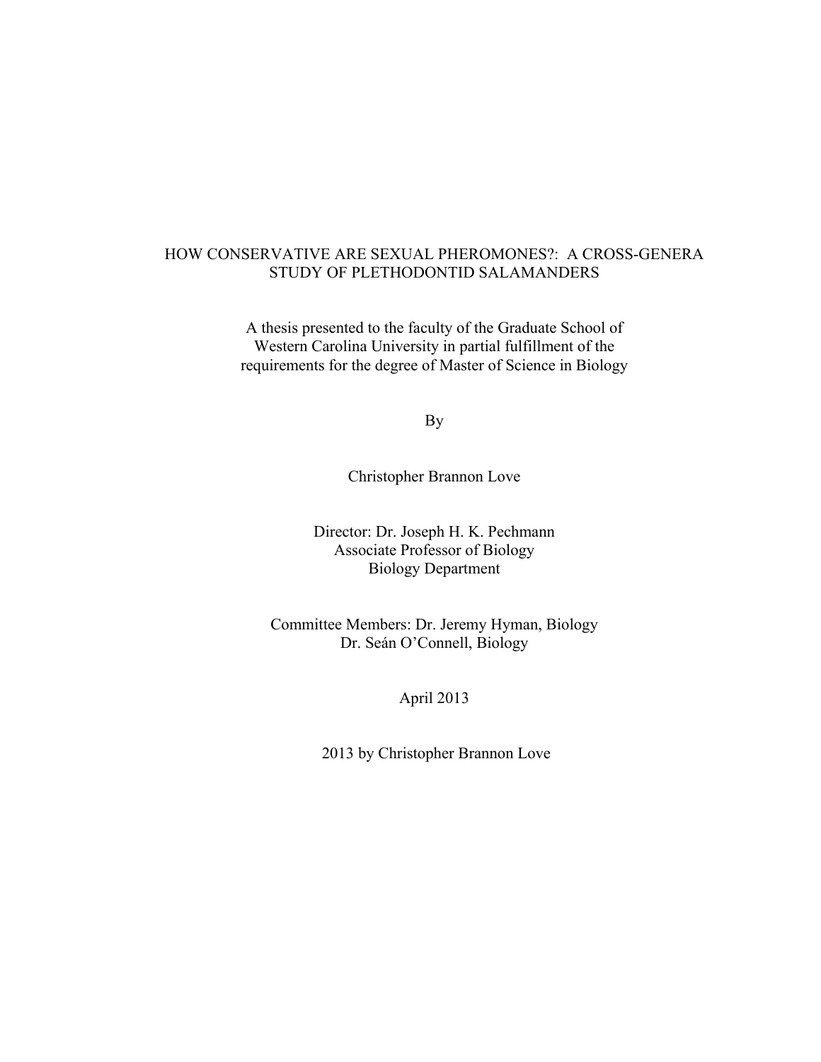# HOW CONSERVATIVE ARE SEXUAL PHEROMONES?: A CROSS-GENERA STUDY OF PLETHODONTID SALAMANDERS

A thesis presented to the faculty of the Graduate School of Western Carolina University in partial fulfillment of the requirements for the degree of Master of Science in Biology

By

Christopher Brannon Love

Director: Dr. Joseph H. K. Pechmann
Associate Professor of Biology
Biology Department

Committee Members: Dr. Jeremy Hyman, Biology
Dr. Seán O'Connell, Biology

April 2013

2013 by Christopher Brannon Love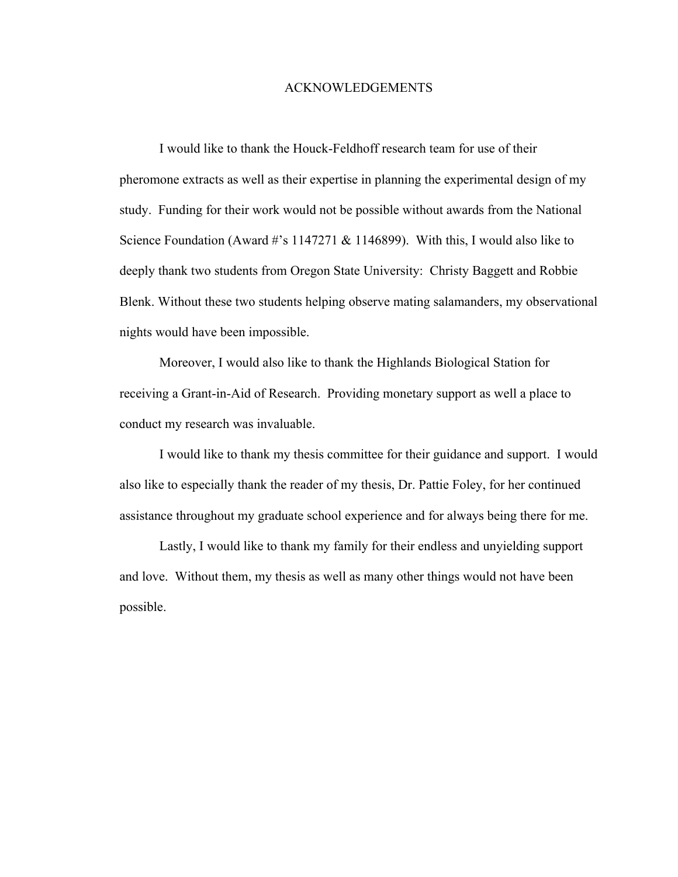# ACKNOWLEDGEMENTS

I would like to thank the Houck-Feldhoff research team for use of their pheromone extracts as well as their expertise in planning the experimental design of my study. Funding for their work would not be possible without awards from the National Science Foundation (Award #'s 1147271 & 1146899). With this, I would also like to deeply thank two students from Oregon State University: Christy Baggett and Robbie Blenk. Without these two students helping observe mating salamanders, my observational nights would have been impossible.

Moreover, I would also like to thank the Highlands Biological Station for receiving a Grant-in-Aid of Research. Providing monetary support as well a place to conduct my research was invaluable.

I would like to thank my thesis committee for their guidance and support. I would also like to especially thank the reader of my thesis, Dr. Pattie Foley, for her continued assistance throughout my graduate school experience and for always being there for me.

Lastly, I would like to thank my family for their endless and unyielding support and love. Without them, my thesis as well as many other things would not have been possible.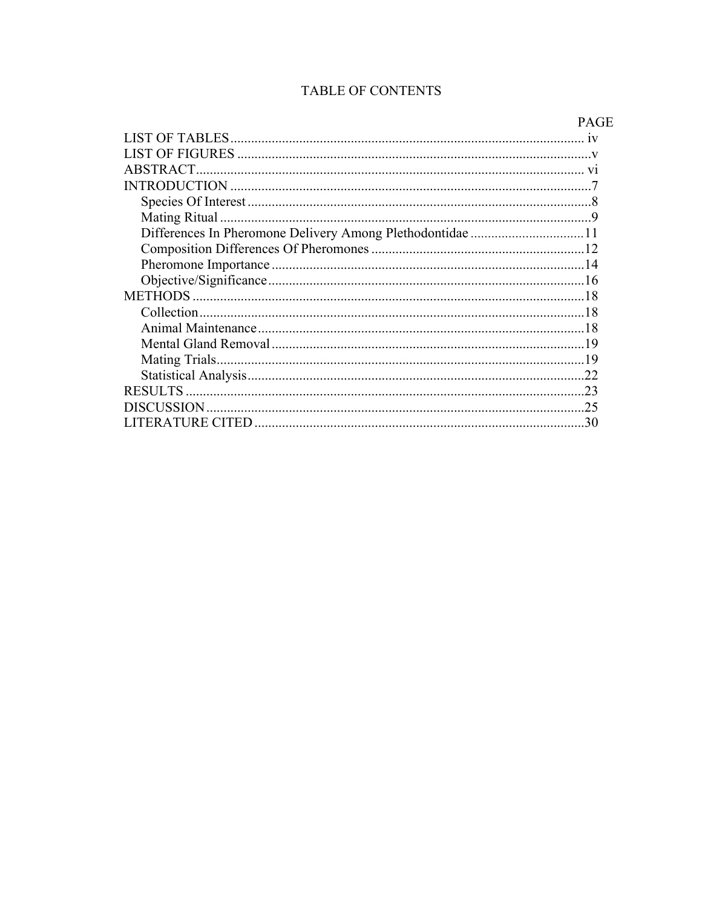# TABLE OF CONTENTS

| | PAGE |
|---|---|
| LIST OF TABLES | iv |
| LIST OF FIGURES | v |
| ABSTRACT | vi |
| INTRODUCTION | 7 |
| Species Of Interest | 8 |
| Mating Ritual | 9 |
| Differences In Pheromone Delivery Among Plethodontidae | 11 |
| Composition Differences Of Pheromones | 12 |
| Pheromone Importance | 14 |
| Objective/Significance | 16 |
| METHODS | 18 |
| Collection | 18 |
| Animal Maintenance | 18 |
| Mental Gland Removal | 19 |
| Mating Trials | 19 |
| Statistical Analysis | 22 |
| RESULTS | 23 |
| DISCUSSION | 25 |
| LITERATURE CITED | 30 |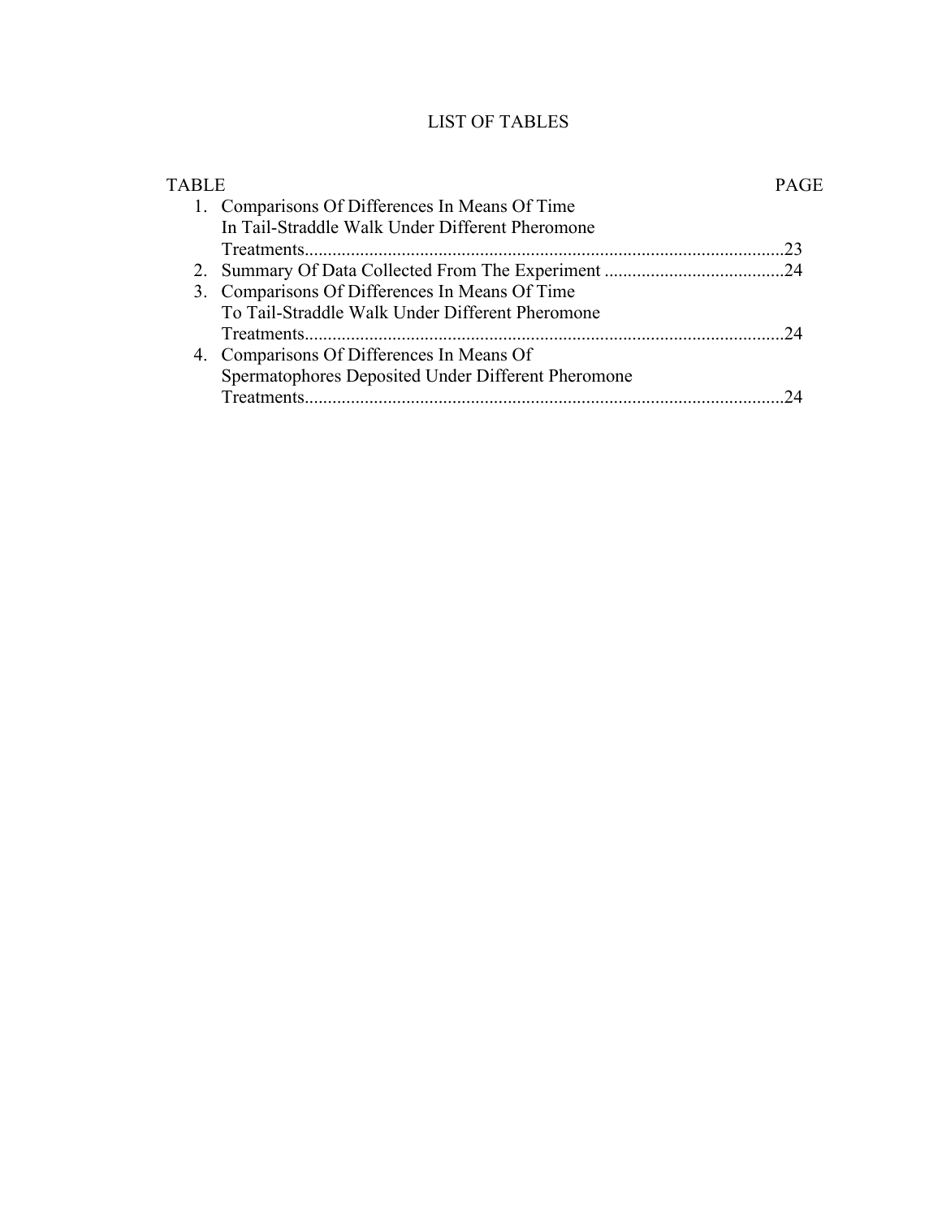# LIST OF TABLES

| TABLE | PAGE |
|---|---|
| 1. Comparisons Of Differences In Means Of Time In Tail-Straddle Walk Under Different Pheromone Treatments | 23 |
| 2. Summary Of Data Collected From The Experiment | 24 |
| 3. Comparisons Of Differences In Means Of Time To Tail-Straddle Walk Under Different Pheromone Treatments | 24 |
| 4. Comparisons Of Differences In Means Of Spermatophores Deposited Under Different Pheromone Treatments | 24 |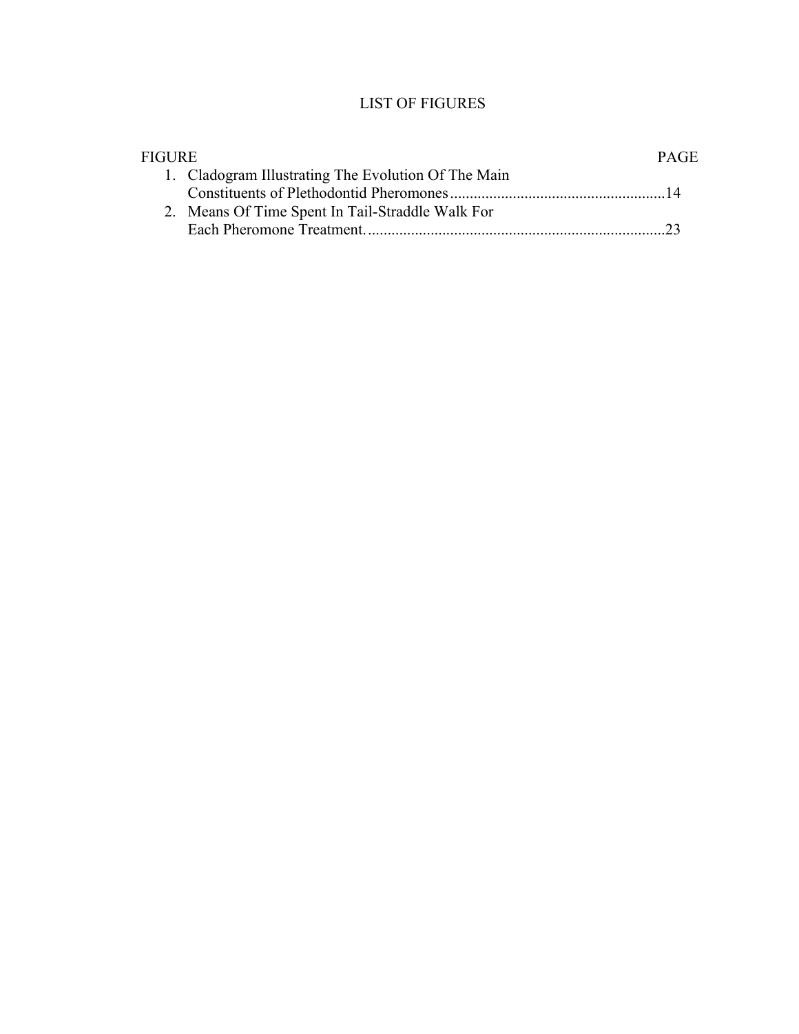# LIST OF FIGURES

| FIGURE | PAGE |
| --- | --- |
| 1. Cladogram Illustrating The Evolution Of The Main Constituents of Plethodontid Pheromones | 14 |
| 2. Means Of Time Spent In Tail-Straddle Walk For Each Pheromone Treatment. | 23 |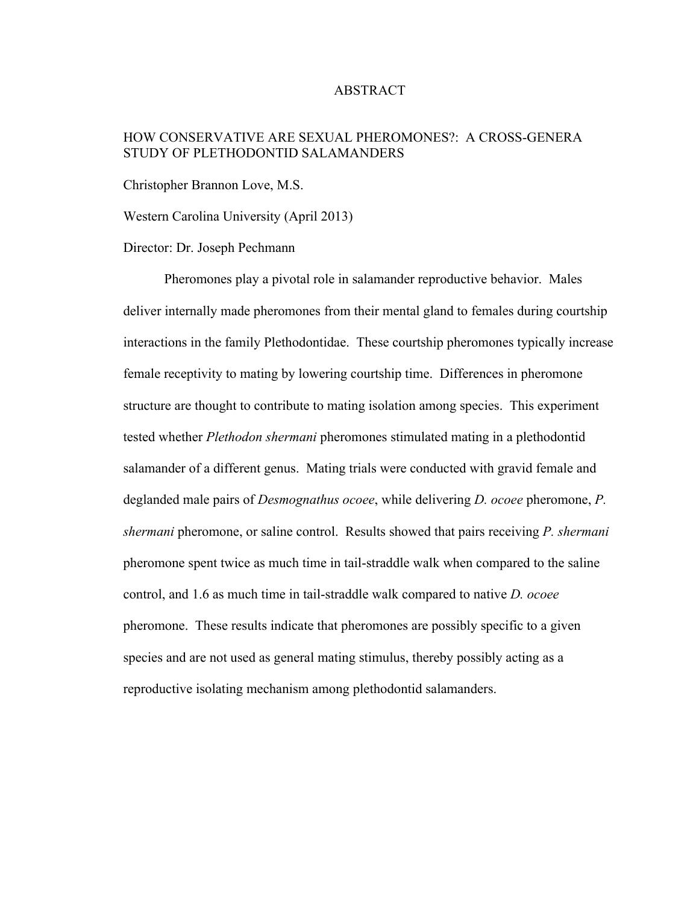# ABSTRACT

## HOW CONSERVATIVE ARE SEXUAL PHEROMONES?: A CROSS-GENERA STUDY OF PLETHODONTID SALAMANDERS

Christopher Brannon Love, M.S.

Western Carolina University (April 2013)

Director: Dr. Joseph Pechmann

Pheromones play a pivotal role in salamander reproductive behavior. Males deliver internally made pheromones from their mental gland to females during courtship interactions in the family Plethodontidae. These courtship pheromones typically increase female receptivity to mating by lowering courtship time. Differences in pheromone structure are thought to contribute to mating isolation among species. This experiment tested whether *Plethodon shermani* pheromones stimulated mating in a plethodontid salamander of a different genus. Mating trials were conducted with gravid female and deglanded male pairs of *Desmognathus ocoee*, while delivering *D. ocoee* pheromone, *P. shermani* pheromone, or saline control. Results showed that pairs receiving *P. shermani* pheromone spent twice as much time in tail-straddle walk when compared to the saline control, and 1.6 as much time in tail-straddle walk compared to native *D. ocoee* pheromone. These results indicate that pheromones are possibly specific to a given species and are not used as general mating stimulus, thereby possibly acting as a reproductive isolating mechanism among plethodontid salamanders.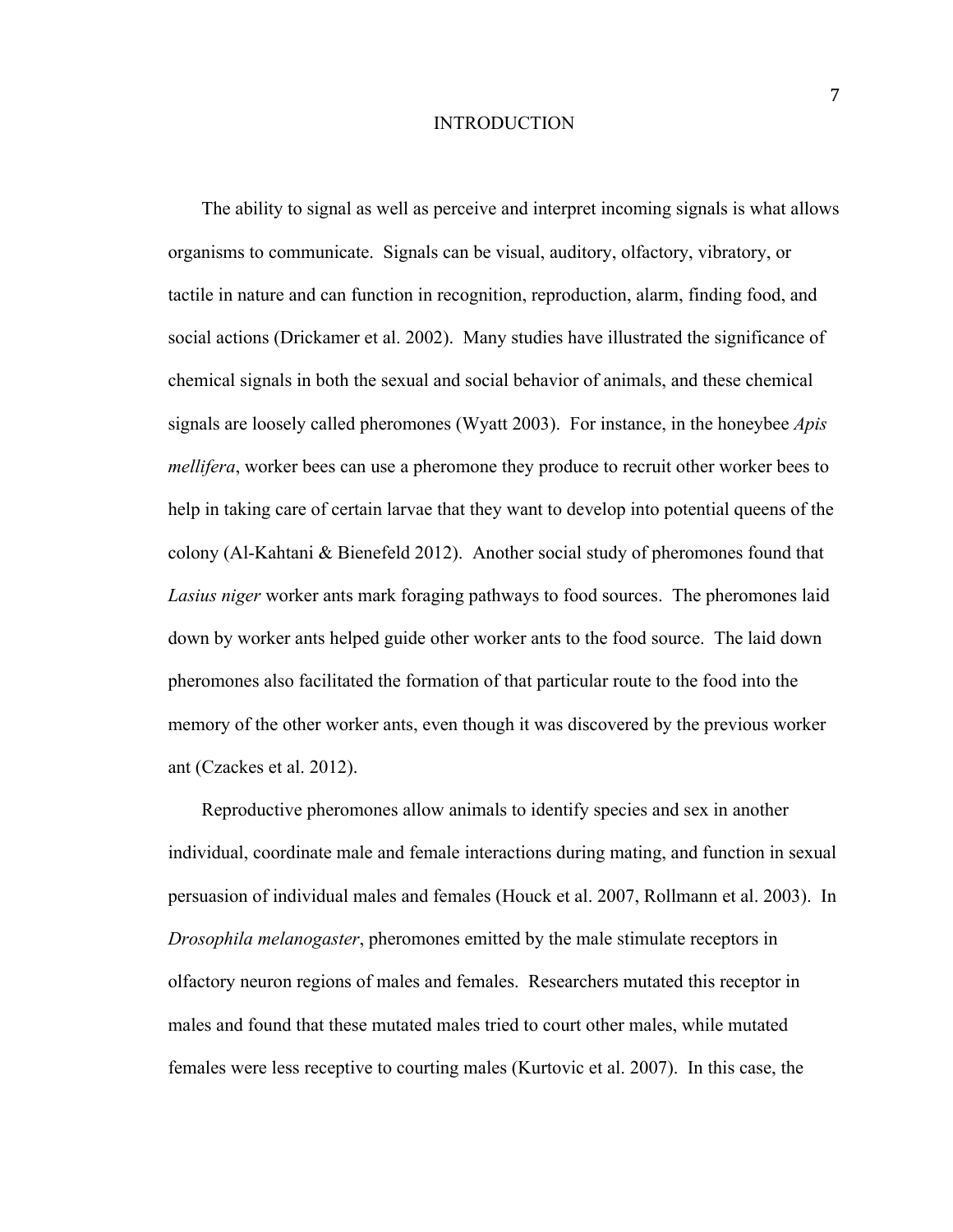# INTRODUCTION

The ability to signal as well as perceive and interpret incoming signals is what allows organisms to communicate. Signals can be visual, auditory, olfactory, vibratory, or tactile in nature and can function in recognition, reproduction, alarm, finding food, and social actions (Drickamer et al. 2002). Many studies have illustrated the significance of chemical signals in both the sexual and social behavior of animals, and these chemical signals are loosely called pheromones (Wyatt 2003). For instance, in the honeybee *Apis mellifera*, worker bees can use a pheromone they produce to recruit other worker bees to help in taking care of certain larvae that they want to develop into potential queens of the colony (Al-Kahtani & Bienefeld 2012). Another social study of pheromones found that *Lasius niger* worker ants mark foraging pathways to food sources. The pheromones laid down by worker ants helped guide other worker ants to the food source. The laid down pheromones also facilitated the formation of that particular route to the food into the memory of the other worker ants, even though it was discovered by the previous worker ant (Czackes et al. 2012).

Reproductive pheromones allow animals to identify species and sex in another individual, coordinate male and female interactions during mating, and function in sexual persuasion of individual males and females (Houck et al. 2007, Rollmann et al. 2003). In *Drosophila melanogaster*, pheromones emitted by the male stimulate receptors in olfactory neuron regions of males and females. Researchers mutated this receptor in males and found that these mutated males tried to court other males, while mutated females were less receptive to courting males (Kurtovic et al. 2007). In this case, the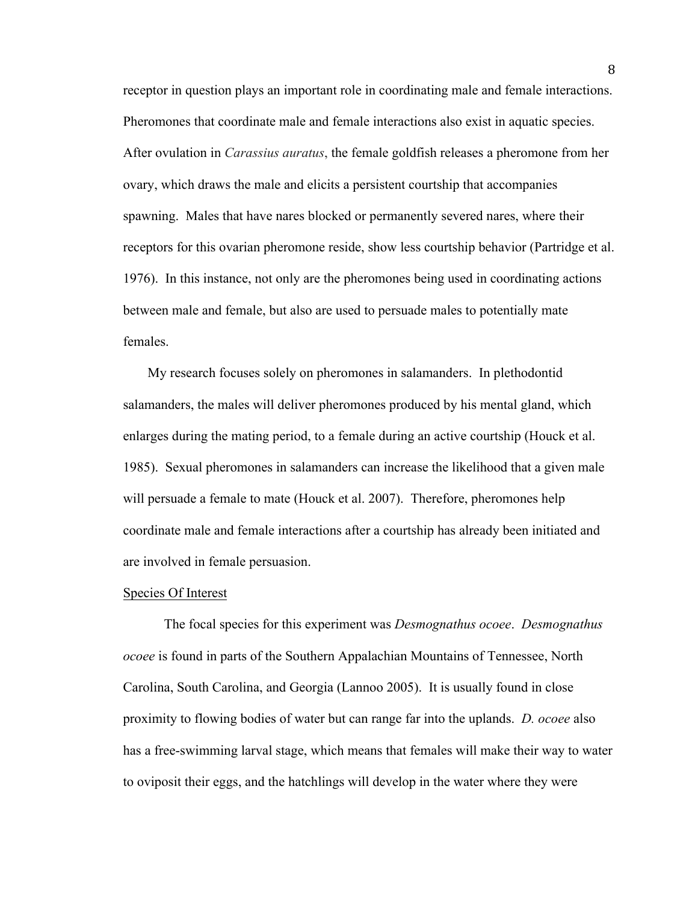receptor in question plays an important role in coordinating male and female interactions. Pheromones that coordinate male and female interactions also exist in aquatic species. After ovulation in *Carassius auratus*, the female goldfish releases a pheromone from her ovary, which draws the male and elicits a persistent courtship that accompanies spawning. Males that have nares blocked or permanently severed nares, where their receptors for this ovarian pheromone reside, show less courtship behavior (Partridge et al. 1976). In this instance, not only are the pheromones being used in coordinating actions between male and female, but also are used to persuade males to potentially mate females.

My research focuses solely on pheromones in salamanders. In plethodontid salamanders, the males will deliver pheromones produced by his mental gland, which enlarges during the mating period, to a female during an active courtship (Houck et al. 1985). Sexual pheromones in salamanders can increase the likelihood that a given male will persuade a female to mate (Houck et al. 2007). Therefore, pheromones help coordinate male and female interactions after a courtship has already been initiated and are involved in female persuasion.

<u>Species Of Interest</u>

The focal species for this experiment was *Desmognathus ocoee*. *Desmognathus ocoee* is found in parts of the Southern Appalachian Mountains of Tennessee, North Carolina, South Carolina, and Georgia (Lannoo 2005). It is usually found in close proximity to flowing bodies of water but can range far into the uplands. *D. ocoee* also has a free-swimming larval stage, which means that females will make their way to water to oviposit their eggs, and the hatchlings will develop in the water where they were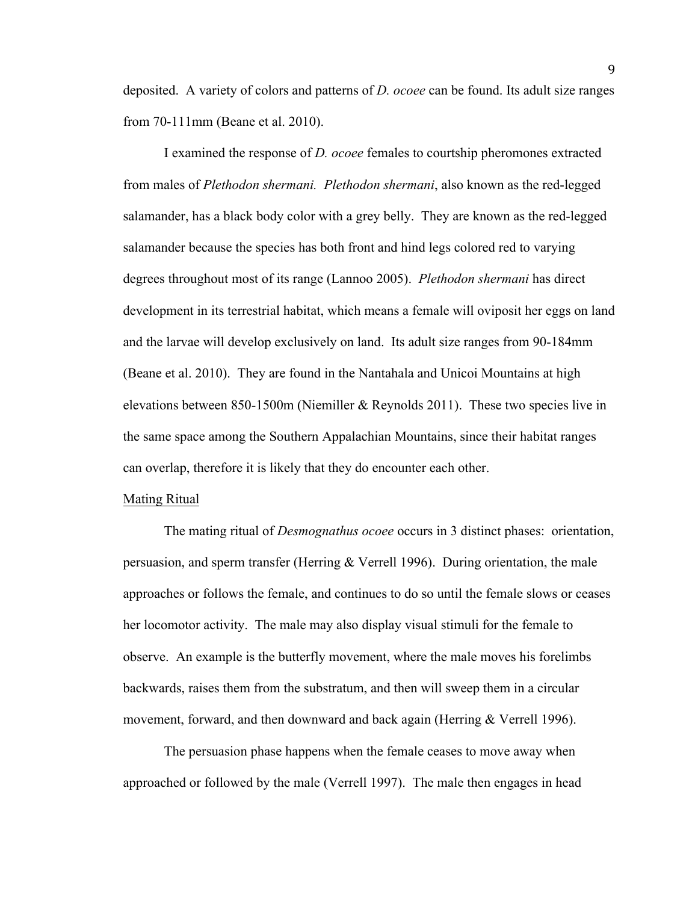deposited. A variety of colors and patterns of *D. ocoee* can be found. Its adult size ranges from 70-111mm (Beane et al. 2010).

I examined the response of *D. ocoee* females to courtship pheromones extracted from males of *Plethodon shermani. Plethodon shermani*, also known as the red-legged salamander, has a black body color with a grey belly. They are known as the red-legged salamander because the species has both front and hind legs colored red to varying degrees throughout most of its range (Lannoo 2005). *Plethodon shermani* has direct development in its terrestrial habitat, which means a female will oviposit her eggs on land and the larvae will develop exclusively on land. Its adult size ranges from 90-184mm (Beane et al. 2010). They are found in the Nantahala and Unicoi Mountains at high elevations between 850-1500m (Niemiller & Reynolds 2011). These two species live in the same space among the Southern Appalachian Mountains, since their habitat ranges can overlap, therefore it is likely that they do encounter each other.

## Mating Ritual

The mating ritual of *Desmognathus ocoee* occurs in 3 distinct phases: orientation, persuasion, and sperm transfer (Herring & Verrell 1996). During orientation, the male approaches or follows the female, and continues to do so until the female slows or ceases her locomotor activity. The male may also display visual stimuli for the female to observe. An example is the butterfly movement, where the male moves his forelimbs backwards, raises them from the substratum, and then will sweep them in a circular movement, forward, and then downward and back again (Herring & Verrell 1996).

The persuasion phase happens when the female ceases to move away when approached or followed by the male (Verrell 1997). The male then engages in head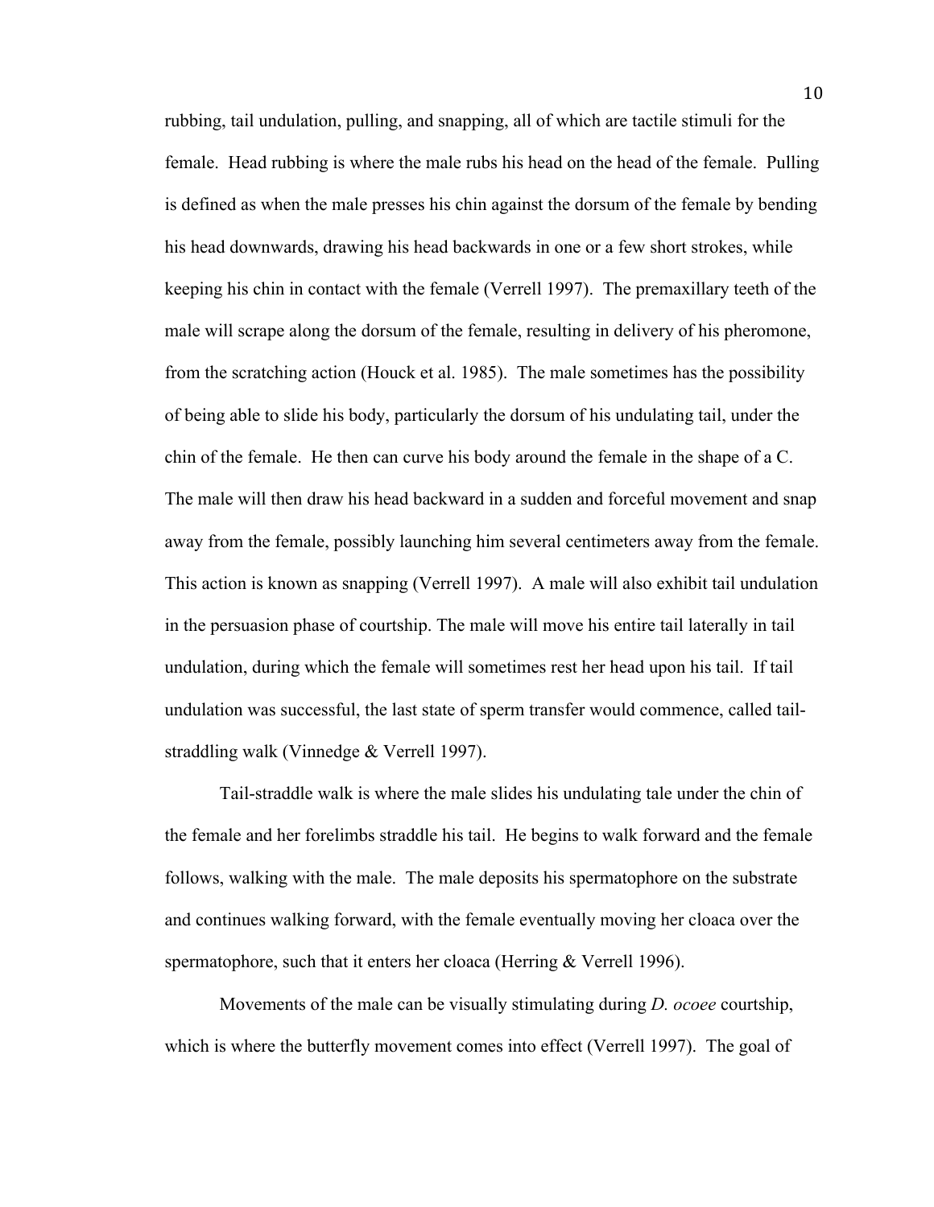rubbing, tail undulation, pulling, and snapping, all of which are tactile stimuli for the female. Head rubbing is where the male rubs his head on the head of the female. Pulling is defined as when the male presses his chin against the dorsum of the female by bending his head downwards, drawing his head backwards in one or a few short strokes, while keeping his chin in contact with the female (Verrell 1997). The premaxillary teeth of the male will scrape along the dorsum of the female, resulting in delivery of his pheromone, from the scratching action (Houck et al. 1985). The male sometimes has the possibility of being able to slide his body, particularly the dorsum of his undulating tail, under the chin of the female. He then can curve his body around the female in the shape of a C. The male will then draw his head backward in a sudden and forceful movement and snap away from the female, possibly launching him several centimeters away from the female. This action is known as snapping (Verrell 1997). A male will also exhibit tail undulation in the persuasion phase of courtship. The male will move his entire tail laterally in tail undulation, during which the female will sometimes rest her head upon his tail. If tail undulation was successful, the last state of sperm transfer would commence, called tail-straddling walk (Vinnedge & Verrell 1997).

Tail-straddle walk is where the male slides his undulating tale under the chin of the female and her forelimbs straddle his tail. He begins to walk forward and the female follows, walking with the male. The male deposits his spermatophore on the substrate and continues walking forward, with the female eventually moving her cloaca over the spermatophore, such that it enters her cloaca (Herring & Verrell 1996).

Movements of the male can be visually stimulating during *D. ocoee* courtship, which is where the butterfly movement comes into effect (Verrell 1997). The goal of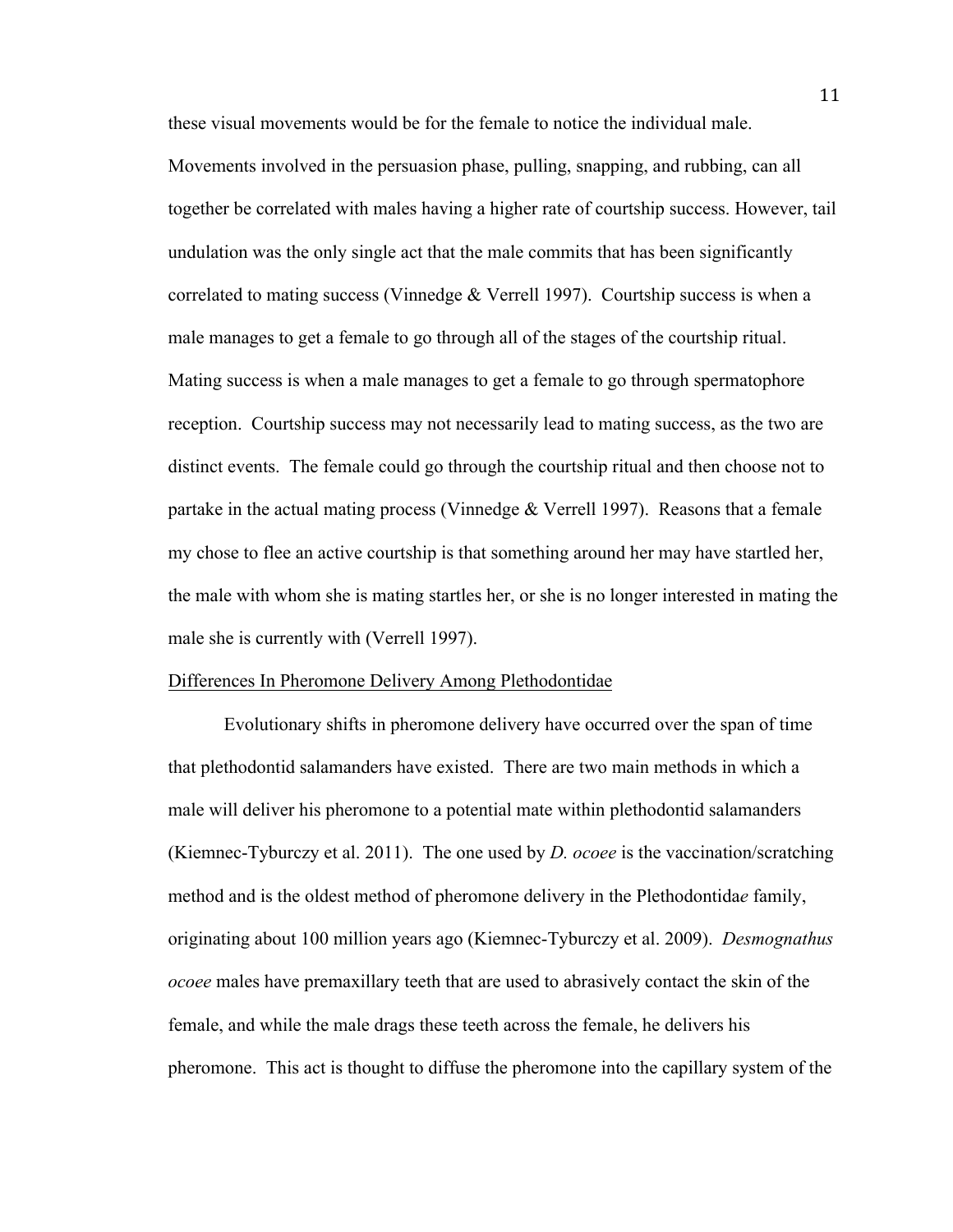these visual movements would be for the female to notice the individual male. Movements involved in the persuasion phase, pulling, snapping, and rubbing, can all together be correlated with males having a higher rate of courtship success. However, tail undulation was the only single act that the male commits that has been significantly correlated to mating success (Vinnedge & Verrell 1997). Courtship success is when a male manages to get a female to go through all of the stages of the courtship ritual. Mating success is when a male manages to get a female to go through spermatophore reception. Courtship success may not necessarily lead to mating success, as the two are distinct events. The female could go through the courtship ritual and then choose not to partake in the actual mating process (Vinnedge & Verrell 1997). Reasons that a female my chose to flee an active courtship is that something around her may have startled her, the male with whom she is mating startles her, or she is no longer interested in mating the male she is currently with (Verrell 1997).

<u>Differences In Pheromone Delivery Among Plethodontidae</u>

Evolutionary shifts in pheromone delivery have occurred over the span of time that plethodontid salamanders have existed. There are two main methods in which a male will deliver his pheromone to a potential mate within plethodontid salamanders (Kiemnec-Tyburczy et al. 2011). The one used by *D. ocoee* is the vaccination/scratching method and is the oldest method of pheromone delivery in the Plethodontida*e* family, originating about 100 million years ago (Kiemnec-Tyburczy et al. 2009). *Desmognathus ocoee* males have premaxillary teeth that are used to abrasively contact the skin of the female, and while the male drags these teeth across the female, he delivers his pheromone. This act is thought to diffuse the pheromone into the capillary system of the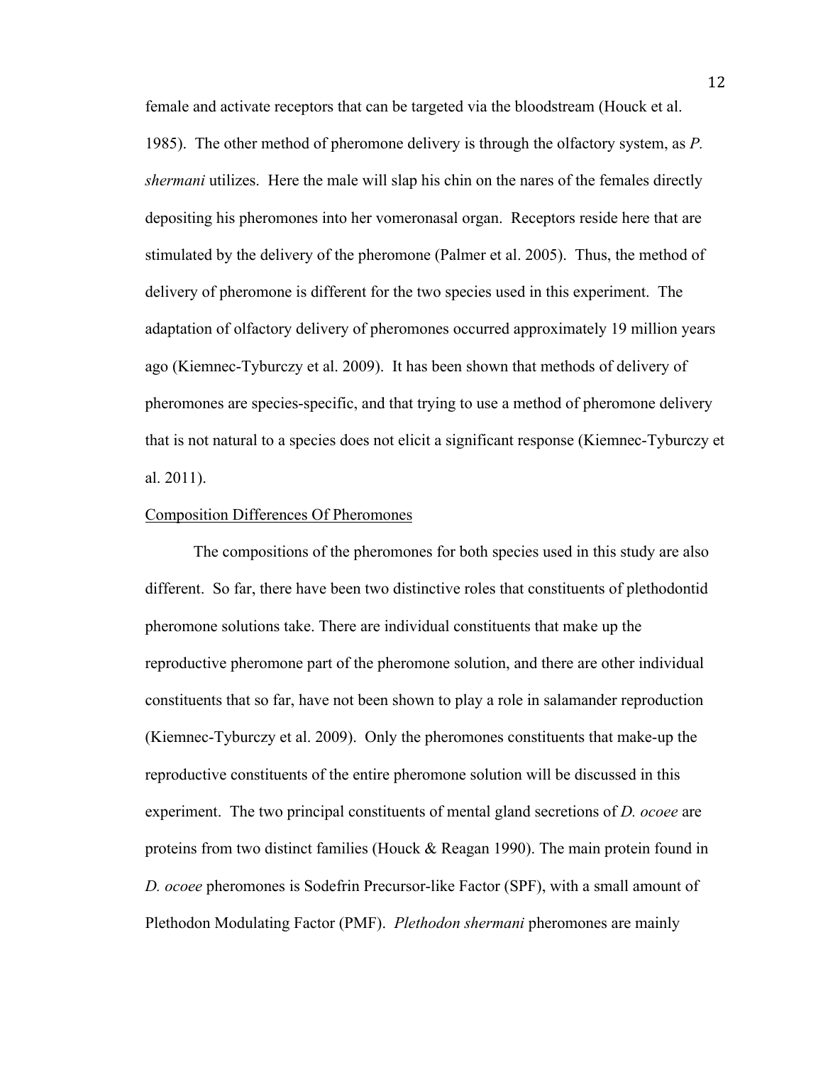female and activate receptors that can be targeted via the bloodstream (Houck et al. 1985). The other method of pheromone delivery is through the olfactory system, as *P. shermani* utilizes. Here the male will slap his chin on the nares of the females directly depositing his pheromones into her vomeronasal organ. Receptors reside here that are stimulated by the delivery of the pheromone (Palmer et al. 2005). Thus, the method of delivery of pheromone is different for the two species used in this experiment. The adaptation of olfactory delivery of pheromones occurred approximately 19 million years ago (Kiemnec-Tyburczy et al. 2009). It has been shown that methods of delivery of pheromones are species-specific, and that trying to use a method of pheromone delivery that is not natural to a species does not elicit a significant response (Kiemnec-Tyburczy et al. 2011).

<u>Composition Differences Of Pheromones</u>

The compositions of the pheromones for both species used in this study are also different. So far, there have been two distinctive roles that constituents of plethodontid pheromone solutions take. There are individual constituents that make up the reproductive pheromone part of the pheromone solution, and there are other individual constituents that so far, have not been shown to play a role in salamander reproduction (Kiemnec-Tyburczy et al. 2009). Only the pheromones constituents that make-up the reproductive constituents of the entire pheromone solution will be discussed in this experiment. The two principal constituents of mental gland secretions of *D. ocoee* are proteins from two distinct families (Houck & Reagan 1990). The main protein found in *D. ocoee* pheromones is Sodefrin Precursor-like Factor (SPF), with a small amount of Plethodon Modulating Factor (PMF). *Plethodon shermani* pheromones are mainly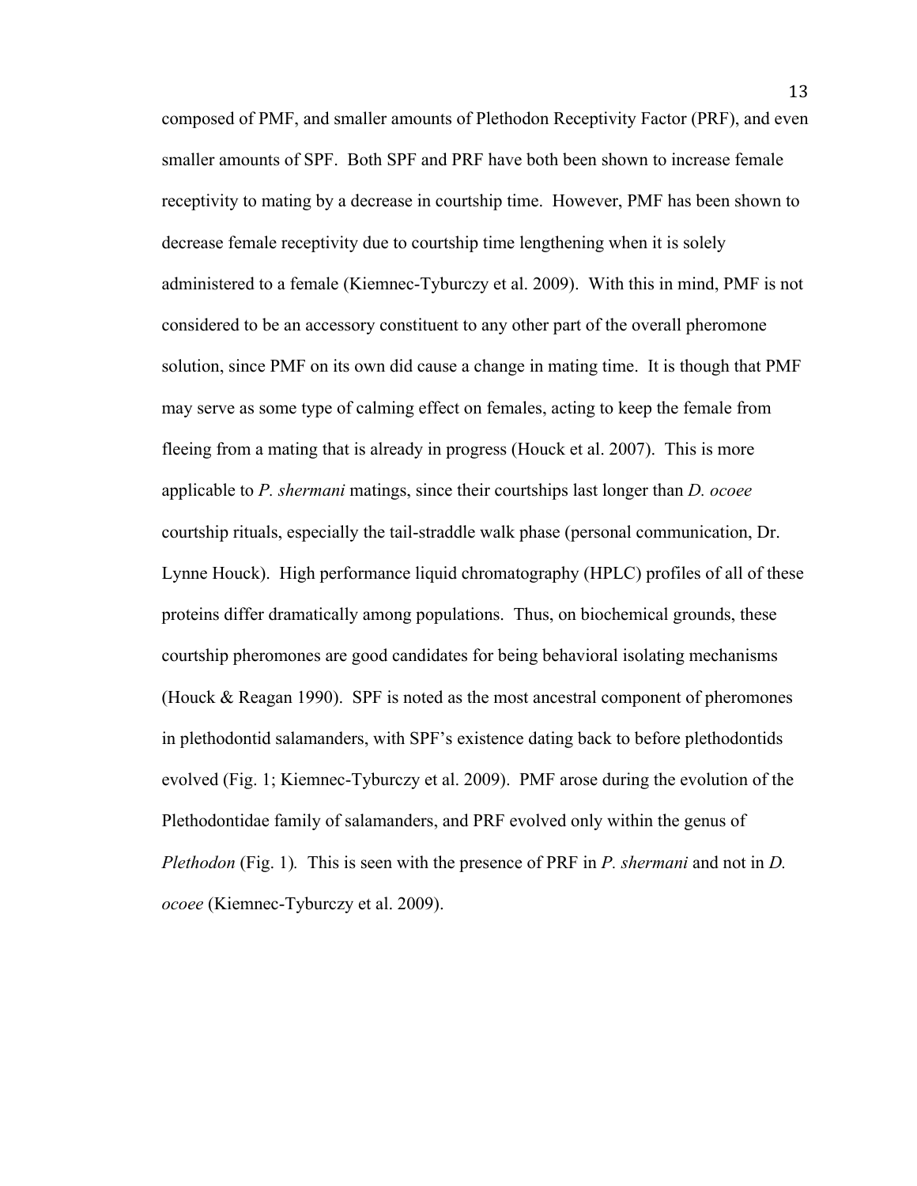composed of PMF, and smaller amounts of Plethodon Receptivity Factor (PRF), and even smaller amounts of SPF. Both SPF and PRF have both been shown to increase female receptivity to mating by a decrease in courtship time. However, PMF has been shown to decrease female receptivity due to courtship time lengthening when it is solely administered to a female (Kiemnec-Tyburczy et al. 2009). With this in mind, PMF is not considered to be an accessory constituent to any other part of the overall pheromone solution, since PMF on its own did cause a change in mating time. It is though that PMF may serve as some type of calming effect on females, acting to keep the female from fleeing from a mating that is already in progress (Houck et al. 2007). This is more applicable to *P. shermani* matings, since their courtships last longer than *D. ocoee* courtship rituals, especially the tail-straddle walk phase (personal communication, Dr. Lynne Houck). High performance liquid chromatography (HPLC) profiles of all of these proteins differ dramatically among populations. Thus, on biochemical grounds, these courtship pheromones are good candidates for being behavioral isolating mechanisms (Houck & Reagan 1990). SPF is noted as the most ancestral component of pheromones in plethodontid salamanders, with SPF's existence dating back to before plethodontids evolved (Fig. 1; Kiemnec-Tyburczy et al. 2009). PMF arose during the evolution of the Plethodontidae family of salamanders, and PRF evolved only within the genus of *Plethodon* (Fig. 1). This is seen with the presence of PRF in *P. shermani* and not in *D. ocoee* (Kiemnec-Tyburczy et al. 2009).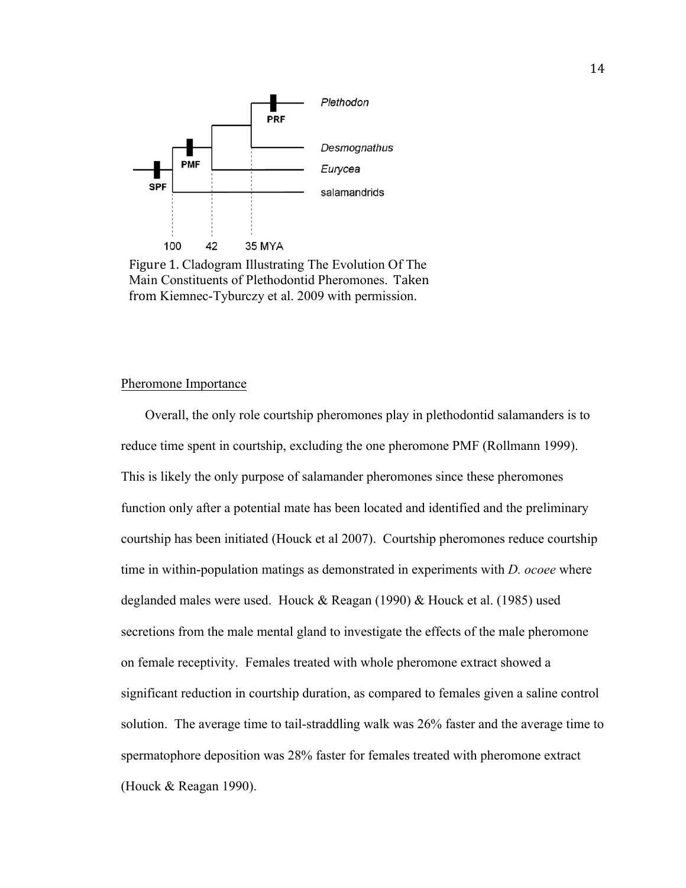Figure 1. Cladogram Illustrating The Evolution Of The Main Constituents of Plethodontid Pheromones. Taken from Kiemnec-Tyburczy et al. 2009 with permission.

## Pheromone Importance

Overall, the only role courtship pheromones play in plethodontid salamanders is to reduce time spent in courtship, excluding the one pheromone PMF (Rollmann 1999). This is likely the only purpose of salamander pheromones since these pheromones function only after a potential mate has been located and identified and the preliminary courtship has been initiated (Houck et al 2007). Courtship pheromones reduce courtship time in within-population matings as demonstrated in experiments with *D. ocoee* where deglanded males were used. Houck & Reagan (1990) & Houck et al. (1985) used secretions from the male mental gland to investigate the effects of the male pheromone on female receptivity. Females treated with whole pheromone extract showed a significant reduction in courtship duration, as compared to females given a saline control solution. The average time to tail-straddling walk was 26% faster and the average time to spermatophore deposition was 28% faster for females treated with pheromone extract (Houck & Reagan 1990).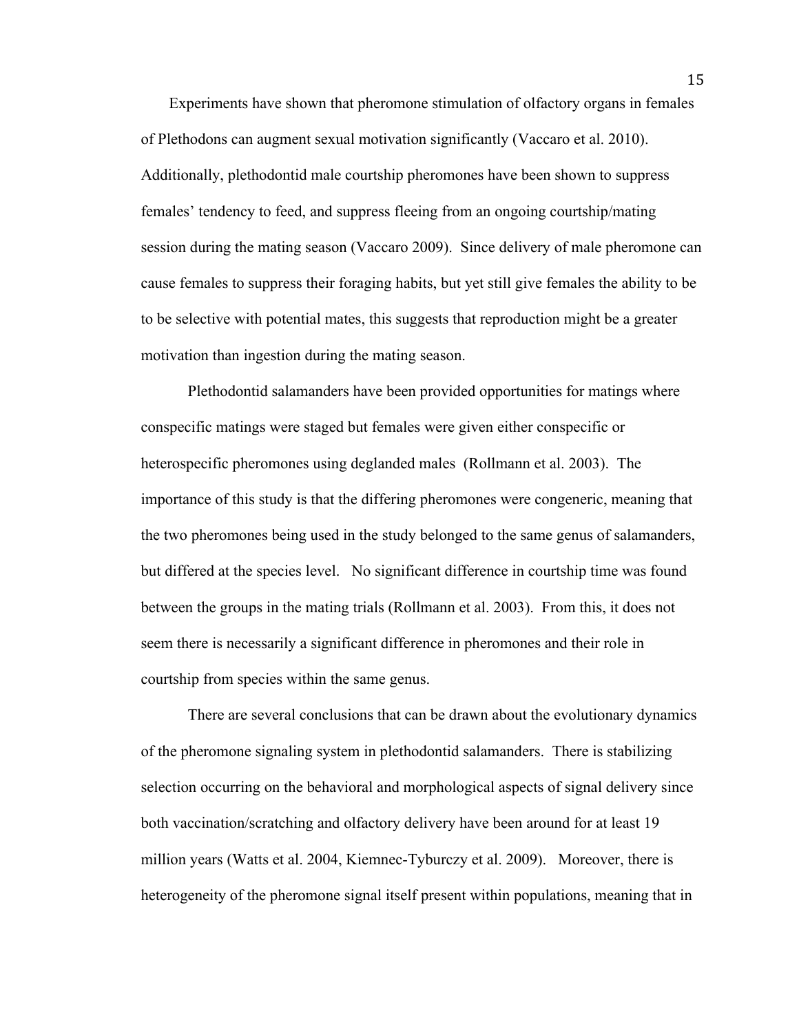Experiments have shown that pheromone stimulation of olfactory organs in females of Plethodons can augment sexual motivation significantly (Vaccaro et al. 2010). Additionally, plethodontid male courtship pheromones have been shown to suppress females' tendency to feed, and suppress fleeing from an ongoing courtship/mating session during the mating season (Vaccaro 2009). Since delivery of male pheromone can cause females to suppress their foraging habits, but yet still give females the ability to be to be selective with potential mates, this suggests that reproduction might be a greater motivation than ingestion during the mating season.

Plethodontid salamanders have been provided opportunities for matings where conspecific matings were staged but females were given either conspecific or heterospecific pheromones using deglanded males (Rollmann et al. 2003). The importance of this study is that the differing pheromones were congeneric, meaning that the two pheromones being used in the study belonged to the same genus of salamanders, but differed at the species level. No significant difference in courtship time was found between the groups in the mating trials (Rollmann et al. 2003). From this, it does not seem there is necessarily a significant difference in pheromones and their role in courtship from species within the same genus.

There are several conclusions that can be drawn about the evolutionary dynamics of the pheromone signaling system in plethodontid salamanders. There is stabilizing selection occurring on the behavioral and morphological aspects of signal delivery since both vaccination/scratching and olfactory delivery have been around for at least 19 million years (Watts et al. 2004, Kiemnec-Tyburczy et al. 2009). Moreover, there is heterogeneity of the pheromone signal itself present within populations, meaning that in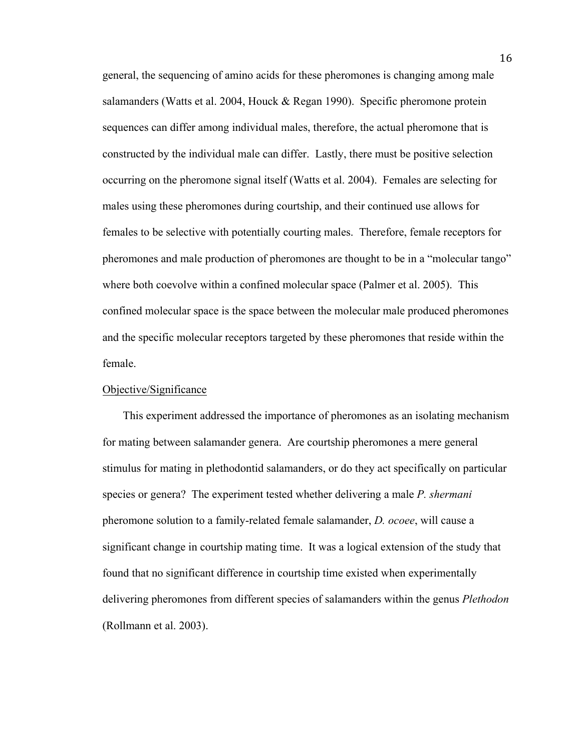general, the sequencing of amino acids for these pheromones is changing among male salamanders (Watts et al. 2004, Houck & Regan 1990). Specific pheromone protein sequences can differ among individual males, therefore, the actual pheromone that is constructed by the individual male can differ. Lastly, there must be positive selection occurring on the pheromone signal itself (Watts et al. 2004). Females are selecting for males using these pheromones during courtship, and their continued use allows for females to be selective with potentially courting males. Therefore, female receptors for pheromones and male production of pheromones are thought to be in a "molecular tango" where both coevolve within a confined molecular space (Palmer et al. 2005). This confined molecular space is the space between the molecular male produced pheromones and the specific molecular receptors targeted by these pheromones that reside within the female.

<u>Objective/Significance</u>

This experiment addressed the importance of pheromones as an isolating mechanism for mating between salamander genera. Are courtship pheromones a mere general stimulus for mating in plethodontid salamanders, or do they act specifically on particular species or genera? The experiment tested whether delivering a male *P. shermani* pheromone solution to a family-related female salamander, *D. ocoee*, will cause a significant change in courtship mating time. It was a logical extension of the study that found that no significant difference in courtship time existed when experimentally delivering pheromones from different species of salamanders within the genus *Plethodon* (Rollmann et al. 2003).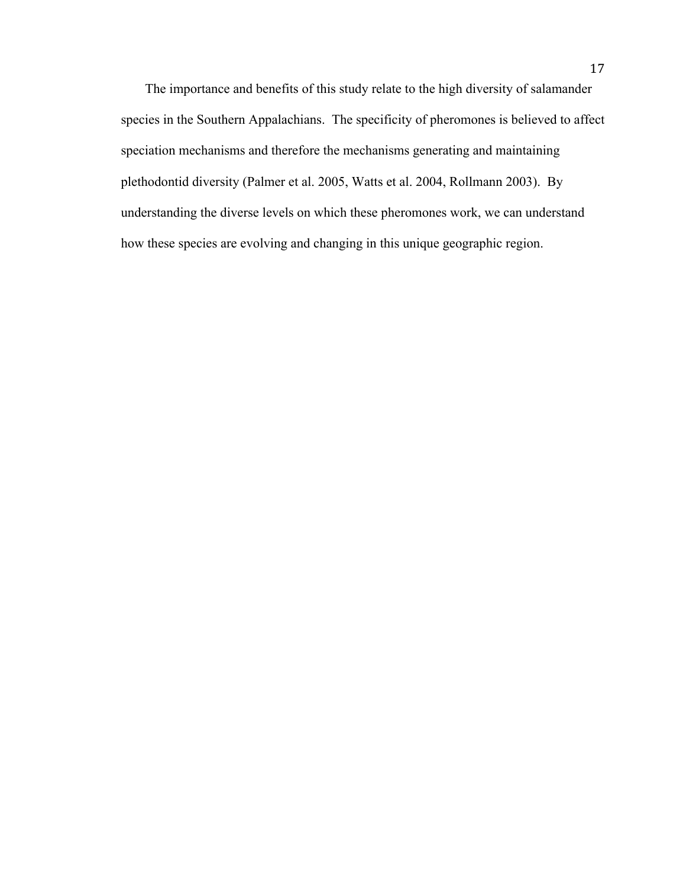The importance and benefits of this study relate to the high diversity of salamander species in the Southern Appalachians. The specificity of pheromones is believed to affect speciation mechanisms and therefore the mechanisms generating and maintaining plethodontid diversity (Palmer et al. 2005, Watts et al. 2004, Rollmann 2003). By understanding the diverse levels on which these pheromones work, we can understand how these species are evolving and changing in this unique geographic region.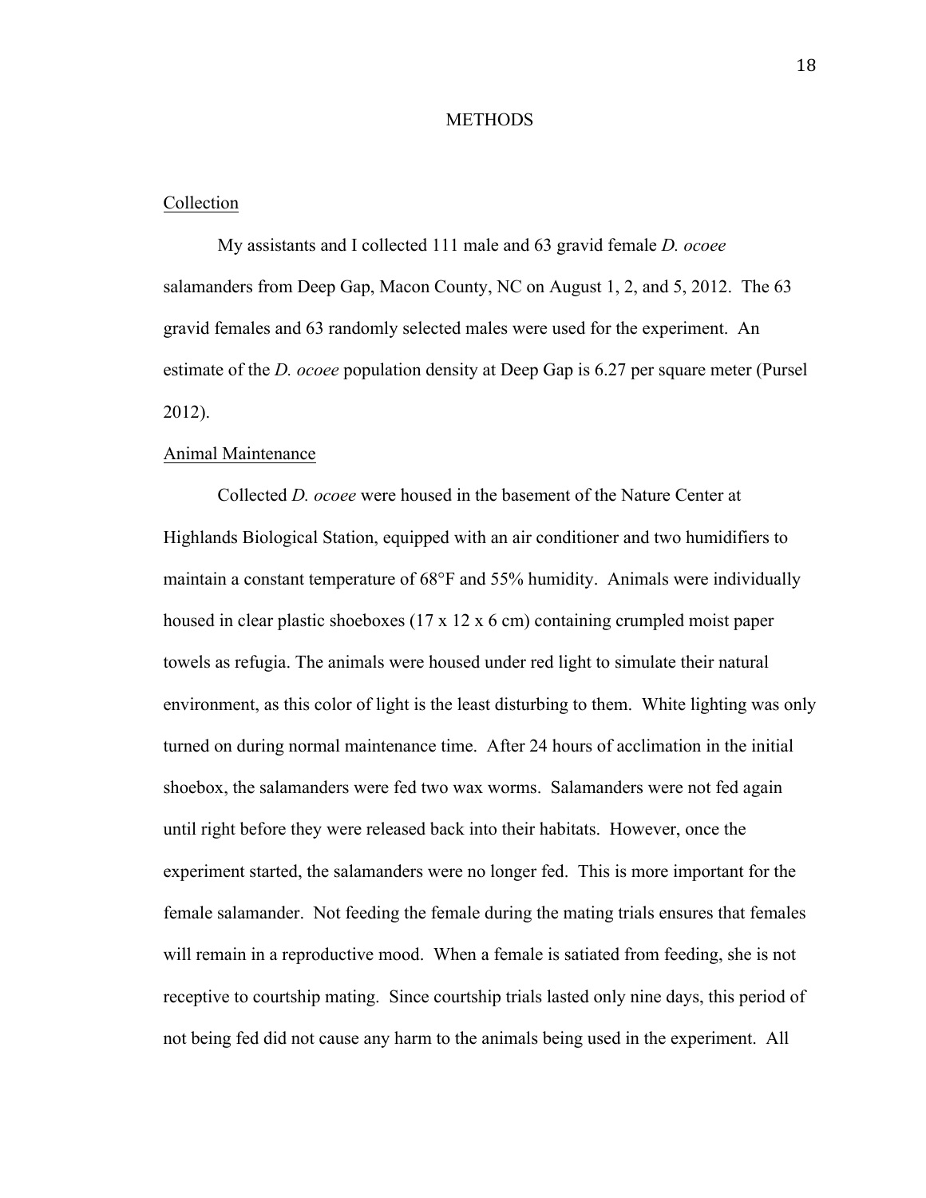# METHODS

## Collection

My assistants and I collected 111 male and 63 gravid female *D. ocoee* salamanders from Deep Gap, Macon County, NC on August 1, 2, and 5, 2012. The 63 gravid females and 63 randomly selected males were used for the experiment. An estimate of the *D. ocoee* population density at Deep Gap is 6.27 per square meter (Pursel 2012).

## Animal Maintenance

Collected *D. ocoee* were housed in the basement of the Nature Center at Highlands Biological Station, equipped with an air conditioner and two humidifiers to maintain a constant temperature of 68°F and 55% humidity. Animals were individually housed in clear plastic shoeboxes (17 x 12 x 6 cm) containing crumpled moist paper towels as refugia. The animals were housed under red light to simulate their natural environment, as this color of light is the least disturbing to them. White lighting was only turned on during normal maintenance time. After 24 hours of acclimation in the initial shoebox, the salamanders were fed two wax worms. Salamanders were not fed again until right before they were released back into their habitats. However, once the experiment started, the salamanders were no longer fed. This is more important for the female salamander. Not feeding the female during the mating trials ensures that females will remain in a reproductive mood. When a female is satiated from feeding, she is not receptive to courtship mating. Since courtship trials lasted only nine days, this period of not being fed did not cause any harm to the animals being used in the experiment. All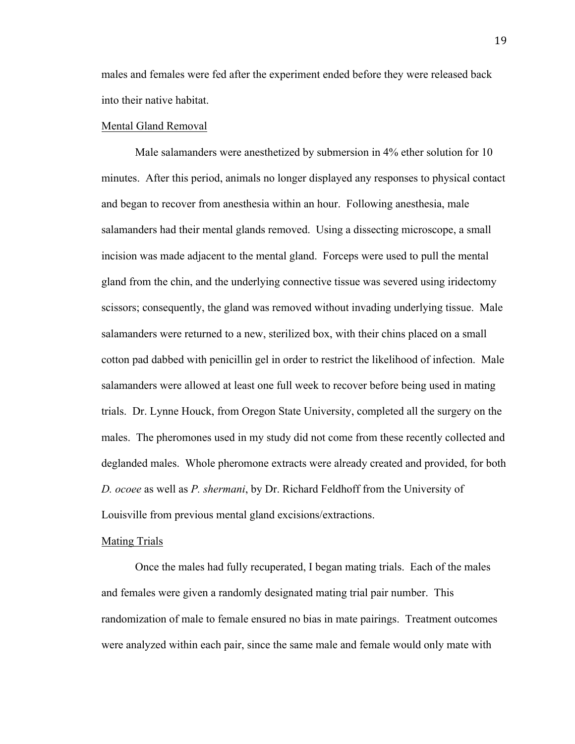males and females were fed after the experiment ended before they were released back into their native habitat.

<u>Mental Gland Removal</u>

Male salamanders were anesthetized by submersion in 4% ether solution for 10 minutes. After this period, animals no longer displayed any responses to physical contact and began to recover from anesthesia within an hour. Following anesthesia, male salamanders had their mental glands removed. Using a dissecting microscope, a small incision was made adjacent to the mental gland. Forceps were used to pull the mental gland from the chin, and the underlying connective tissue was severed using iridectomy scissors; consequently, the gland was removed without invading underlying tissue. Male salamanders were returned to a new, sterilized box, with their chins placed on a small cotton pad dabbed with penicillin gel in order to restrict the likelihood of infection. Male salamanders were allowed at least one full week to recover before being used in mating trials. Dr. Lynne Houck, from Oregon State University, completed all the surgery on the males. The pheromones used in my study did not come from these recently collected and deglanded males. Whole pheromone extracts were already created and provided, for both *D. ocoee* as well as *P. shermani*, by Dr. Richard Feldhoff from the University of Louisville from previous mental gland excisions/extractions.

<u>Mating Trials</u>

Once the males had fully recuperated, I began mating trials. Each of the males and females were given a randomly designated mating trial pair number. This randomization of male to female ensured no bias in mate pairings. Treatment outcomes were analyzed within each pair, since the same male and female would only mate with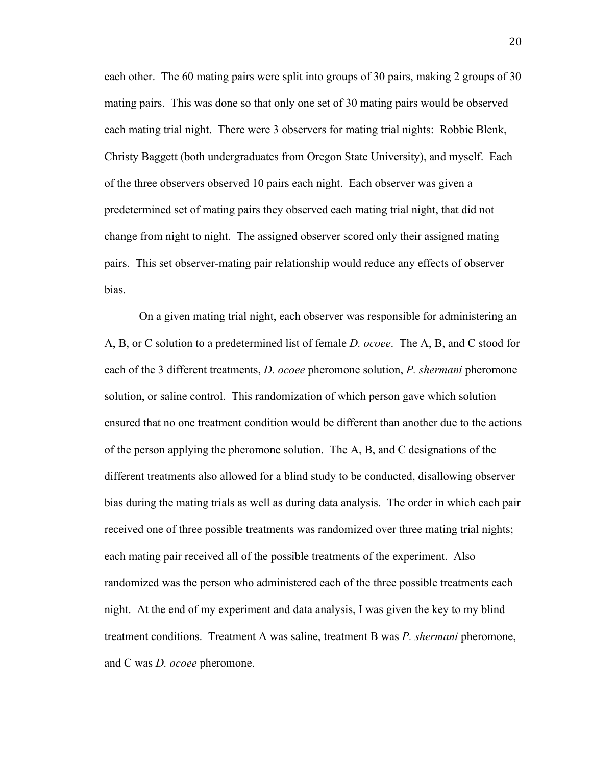each other. The 60 mating pairs were split into groups of 30 pairs, making 2 groups of 30 mating pairs. This was done so that only one set of 30 mating pairs would be observed each mating trial night. There were 3 observers for mating trial nights: Robbie Blenk, Christy Baggett (both undergraduates from Oregon State University), and myself. Each of the three observers observed 10 pairs each night. Each observer was given a predetermined set of mating pairs they observed each mating trial night, that did not change from night to night. The assigned observer scored only their assigned mating pairs. This set observer-mating pair relationship would reduce any effects of observer bias.

On a given mating trial night, each observer was responsible for administering an A, B, or C solution to a predetermined list of female *D. ocoee*. The A, B, and C stood for each of the 3 different treatments, *D. ocoee* pheromone solution, *P. shermani* pheromone solution, or saline control. This randomization of which person gave which solution ensured that no one treatment condition would be different than another due to the actions of the person applying the pheromone solution. The A, B, and C designations of the different treatments also allowed for a blind study to be conducted, disallowing observer bias during the mating trials as well as during data analysis. The order in which each pair received one of three possible treatments was randomized over three mating trial nights; each mating pair received all of the possible treatments of the experiment. Also randomized was the person who administered each of the three possible treatments each night. At the end of my experiment and data analysis, I was given the key to my blind treatment conditions. Treatment A was saline, treatment B was *P. shermani* pheromone, and C was *D. ocoee* pheromone.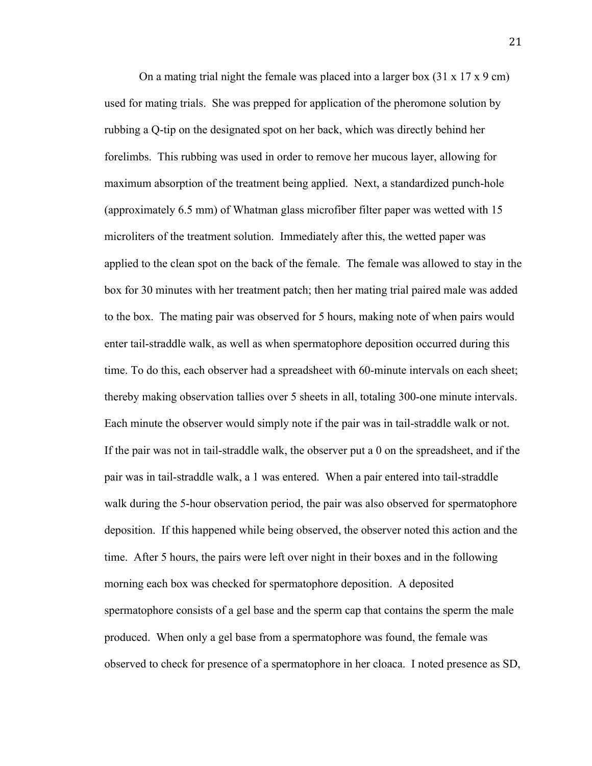On a mating trial night the female was placed into a larger box (31 x 17 x 9 cm) used for mating trials. She was prepped for application of the pheromone solution by rubbing a Q-tip on the designated spot on her back, which was directly behind her forelimbs. This rubbing was used in order to remove her mucous layer, allowing for maximum absorption of the treatment being applied. Next, a standardized punch-hole (approximately 6.5 mm) of Whatman glass microfiber filter paper was wetted with 15 microliters of the treatment solution. Immediately after this, the wetted paper was applied to the clean spot on the back of the female. The female was allowed to stay in the box for 30 minutes with her treatment patch; then her mating trial paired male was added to the box. The mating pair was observed for 5 hours, making note of when pairs would enter tail-straddle walk, as well as when spermatophore deposition occurred during this time. To do this, each observer had a spreadsheet with 60-minute intervals on each sheet; thereby making observation tallies over 5 sheets in all, totaling 300-one minute intervals. Each minute the observer would simply note if the pair was in tail-straddle walk or not. If the pair was not in tail-straddle walk, the observer put a 0 on the spreadsheet, and if the pair was in tail-straddle walk, a 1 was entered. When a pair entered into tail-straddle walk during the 5-hour observation period, the pair was also observed for spermatophore deposition. If this happened while being observed, the observer noted this action and the time. After 5 hours, the pairs were left over night in their boxes and in the following morning each box was checked for spermatophore deposition. A deposited spermatophore consists of a gel base and the sperm cap that contains the sperm the male produced. When only a gel base from a spermatophore was found, the female was observed to check for presence of a spermatophore in her cloaca. I noted presence as SD,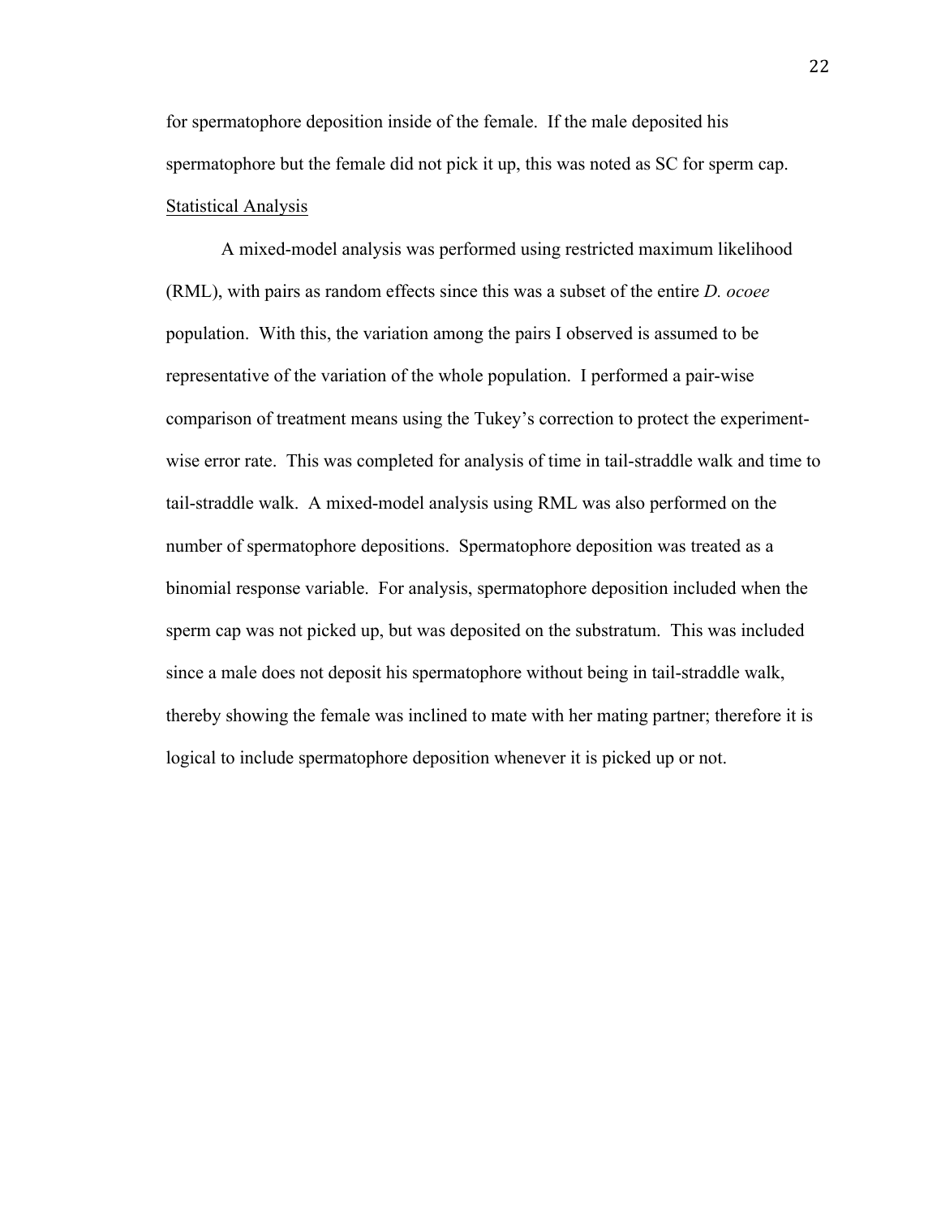for spermatophore deposition inside of the female. If the male deposited his spermatophore but the female did not pick it up, this was noted as SC for sperm cap.

Statistical Analysis

A mixed-model analysis was performed using restricted maximum likelihood (RML), with pairs as random effects since this was a subset of the entire *D. ocoee* population. With this, the variation among the pairs I observed is assumed to be representative of the variation of the whole population. I performed a pair-wise comparison of treatment means using the Tukey's correction to protect the experiment-wise error rate. This was completed for analysis of time in tail-straddle walk and time to tail-straddle walk. A mixed-model analysis using RML was also performed on the number of spermatophore depositions. Spermatophore deposition was treated as a binomial response variable. For analysis, spermatophore deposition included when the sperm cap was not picked up, but was deposited on the substratum. This was included since a male does not deposit his spermatophore without being in tail-straddle walk, thereby showing the female was inclined to mate with her mating partner; therefore it is logical to include spermatophore deposition whenever it is picked up or not.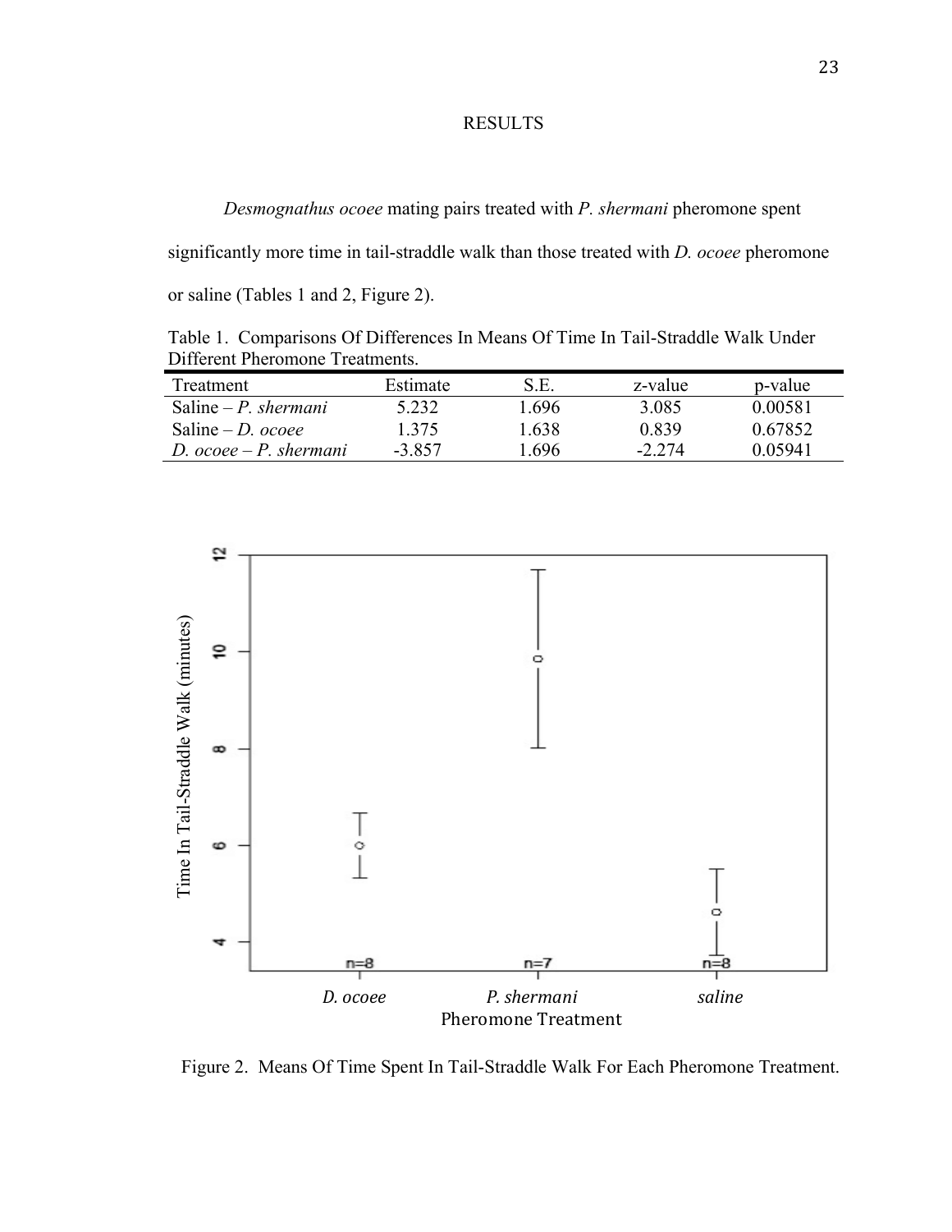# RESULTS

*Desmognathus ocoee* mating pairs treated with *P. shermani* pheromone spent significantly more time in tail-straddle walk than those treated with *D. ocoee* pheromone or saline (Tables 1 and 2, Figure 2).

Table 1. Comparisons Of Differences In Means Of Time In Tail-Straddle Walk Under Different Pheromone Treatments.

| Treatment | Estimate | S.E. | z-value | p-value |
|---|---|---|---|---|
| Saline – *P. shermani* | 5.232 | 1.696 | 3.085 | 0.00581 |
| Saline – *D. ocoee* | 1.375 | 1.638 | 0.839 | 0.67852 |
| *D. ocoee* – *P. shermani* | -3.857 | 1.696 | -2.274 | 0.05941 |

Figure 2. Means Of Time Spent In Tail-Straddle Walk For Each Pheromone Treatment.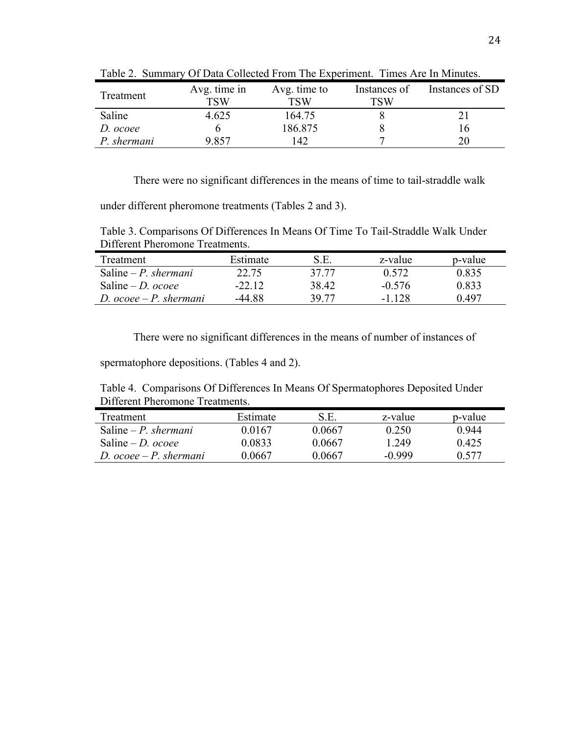Table 2. Summary Of Data Collected From The Experiment. Times Are In Minutes.

| Treatment | Avg. time in TSW | Avg. time to TSW | Instances of TSW | Instances of SD |
|---|---|---|---|---|
| Saline | 4.625 | 164.75 | 8 | 21 |
| *D. ocoee* | 6 | 186.875 | 8 | 16 |
| *P. shermani* | 9.857 | 142 | 7 | 20 |

There were no significant differences in the means of time to tail-straddle walk under different pheromone treatments (Tables 2 and 3).

Table 3. Comparisons Of Differences In Means Of Time To Tail-Straddle Walk Under Different Pheromone Treatments.

| Treatment | Estimate | S.E. | z-value | p-value |
|---|---|---|---|---|
| Saline – *P. shermani* | 22.75 | 37.77 | 0.572 | 0.835 |
| Saline – *D. ocoee* | -22.12 | 38.42 | -0.576 | 0.833 |
| *D. ocoee – P. shermani* | -44.88 | 39.77 | -1.128 | 0.497 |

There were no significant differences in the means of number of instances of spermatophore depositions. (Tables 4 and 2).

Table 4. Comparisons Of Differences In Means Of Spermatophores Deposited Under Different Pheromone Treatments.

| Treatment | Estimate | S.E. | z-value | p-value |
|---|---|---|---|---|
| Saline – *P. shermani* | 0.0167 | 0.0667 | 0.250 | 0.944 |
| Saline – *D. ocoee* | 0.0833 | 0.0667 | 1.249 | 0.425 |
| *D. ocoee – P. shermani* | 0.0667 | 0.0667 | -0.999 | 0.577 |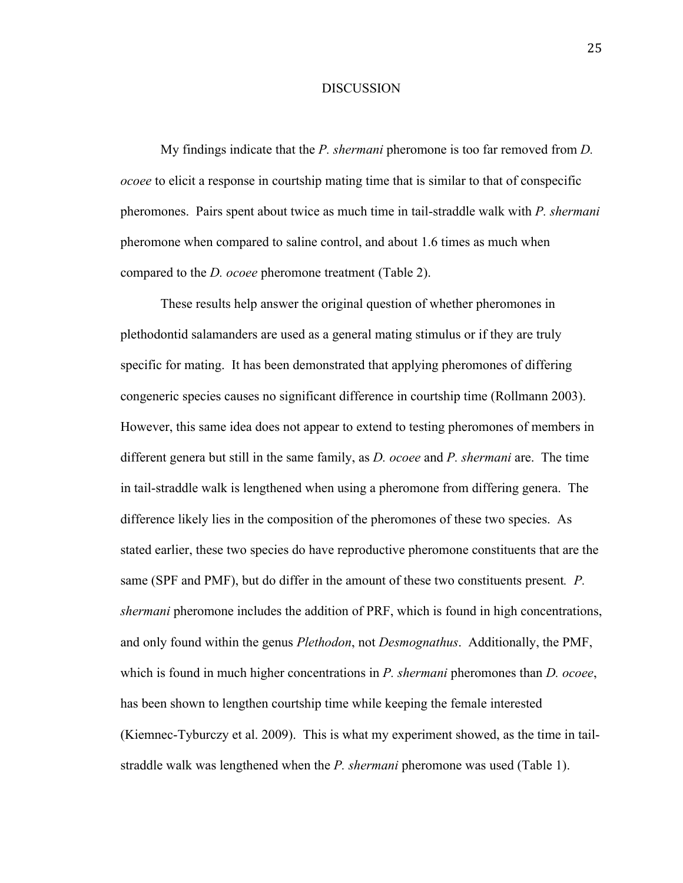# DISCUSSION

My findings indicate that the *P. shermani* pheromone is too far removed from *D. ocoee* to elicit a response in courtship mating time that is similar to that of conspecific pheromones. Pairs spent about twice as much time in tail-straddle walk with *P. shermani* pheromone when compared to saline control, and about 1.6 times as much when compared to the *D. ocoee* pheromone treatment (Table 2).

These results help answer the original question of whether pheromones in plethodontid salamanders are used as a general mating stimulus or if they are truly specific for mating. It has been demonstrated that applying pheromones of differing congeneric species causes no significant difference in courtship time (Rollmann 2003). However, this same idea does not appear to extend to testing pheromones of members in different genera but still in the same family, as *D. ocoee* and *P. shermani* are. The time in tail-straddle walk is lengthened when using a pheromone from differing genera. The difference likely lies in the composition of the pheromones of these two species. As stated earlier, these two species do have reproductive pheromone constituents that are the same (SPF and PMF), but do differ in the amount of these two constituents present. *P. shermani* pheromone includes the addition of PRF, which is found in high concentrations, and only found within the genus *Plethodon*, not *Desmognathus*. Additionally, the PMF, which is found in much higher concentrations in *P. shermani* pheromones than *D. ocoee*, has been shown to lengthen courtship time while keeping the female interested (Kiemnec-Tyburczy et al. 2009). This is what my experiment showed, as the time in tail-straddle walk was lengthened when the *P. shermani* pheromone was used (Table 1).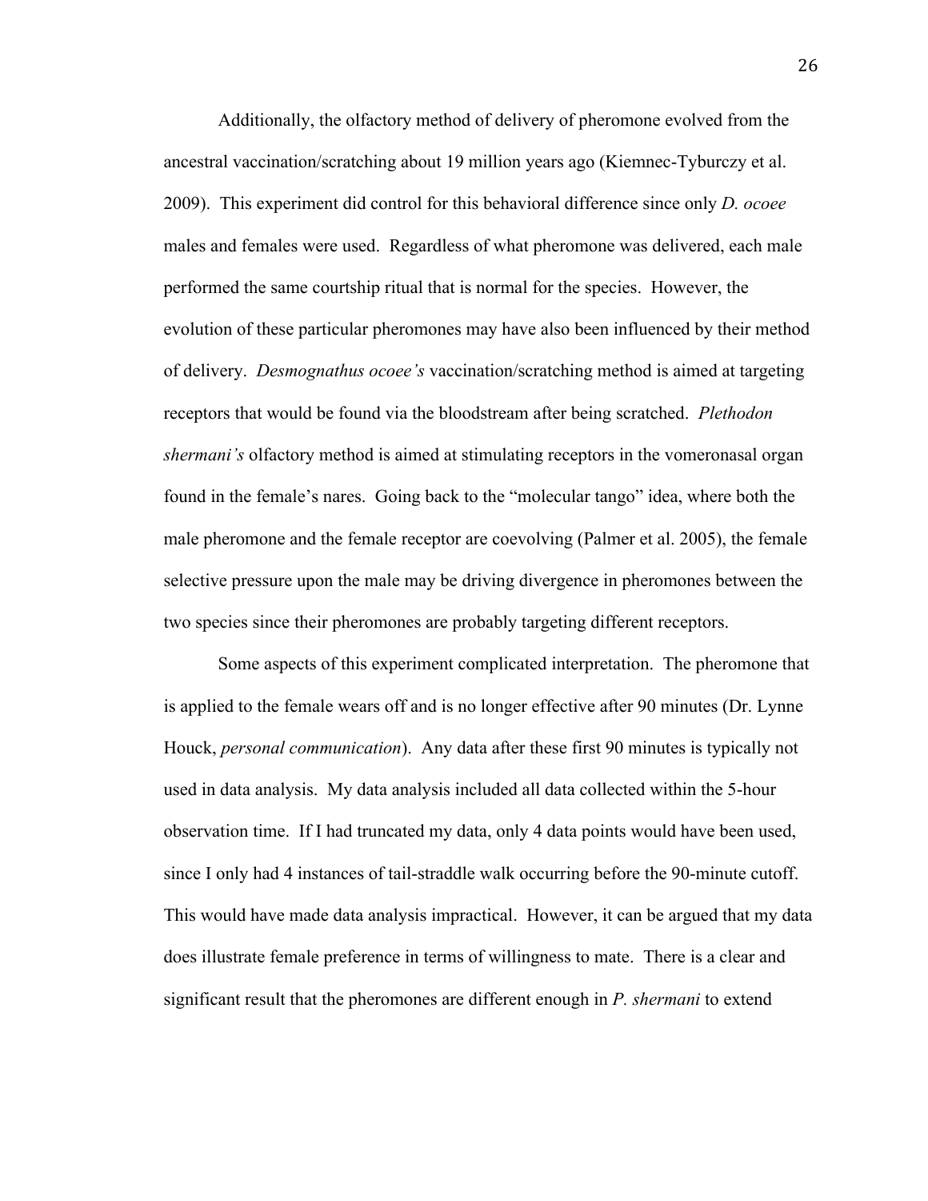Additionally, the olfactory method of delivery of pheromone evolved from the ancestral vaccination/scratching about 19 million years ago (Kiemnec-Tyburczy et al. 2009). This experiment did control for this behavioral difference since only *D. ocoee* males and females were used. Regardless of what pheromone was delivered, each male performed the same courtship ritual that is normal for the species. However, the evolution of these particular pheromones may have also been influenced by their method of delivery. *Desmognathus ocoee's* vaccination/scratching method is aimed at targeting receptors that would be found via the bloodstream after being scratched. *Plethodon shermani's* olfactory method is aimed at stimulating receptors in the vomeronasal organ found in the female's nares. Going back to the "molecular tango" idea, where both the male pheromone and the female receptor are coevolving (Palmer et al. 2005), the female selective pressure upon the male may be driving divergence in pheromones between the two species since their pheromones are probably targeting different receptors.

Some aspects of this experiment complicated interpretation. The pheromone that is applied to the female wears off and is no longer effective after 90 minutes (Dr. Lynne Houck, *personal communication*). Any data after these first 90 minutes is typically not used in data analysis. My data analysis included all data collected within the 5-hour observation time. If I had truncated my data, only 4 data points would have been used, since I only had 4 instances of tail-straddle walk occurring before the 90-minute cutoff. This would have made data analysis impractical. However, it can be argued that my data does illustrate female preference in terms of willingness to mate. There is a clear and significant result that the pheromones are different enough in *P. shermani* to extend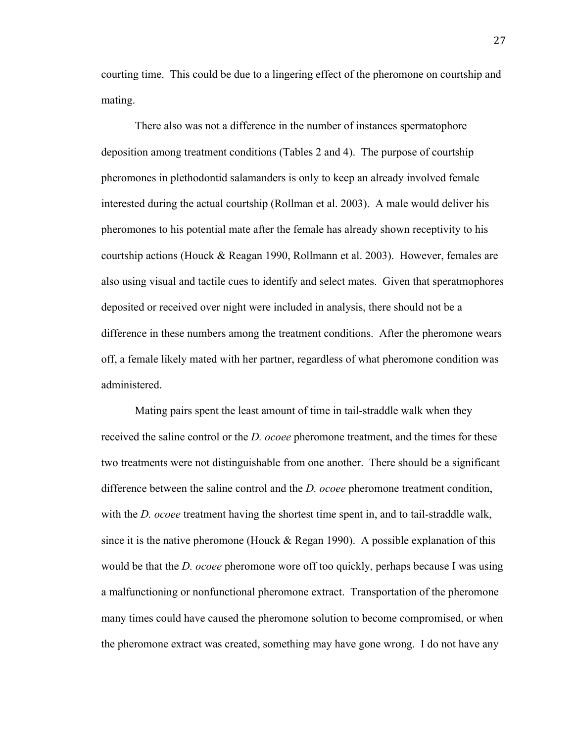courting time. This could be due to a lingering effect of the pheromone on courtship and mating.

There also was not a difference in the number of instances spermatophore deposition among treatment conditions (Tables 2 and 4). The purpose of courtship pheromones in plethodontid salamanders is only to keep an already involved female interested during the actual courtship (Rollman et al. 2003). A male would deliver his pheromones to his potential mate after the female has already shown receptivity to his courtship actions (Houck & Reagan 1990, Rollmann et al. 2003). However, females are also using visual and tactile cues to identify and select mates. Given that speratmophores deposited or received over night were included in analysis, there should not be a difference in these numbers among the treatment conditions. After the pheromone wears off, a female likely mated with her partner, regardless of what pheromone condition was administered.

Mating pairs spent the least amount of time in tail-straddle walk when they received the saline control or the *D. ocoee* pheromone treatment, and the times for these two treatments were not distinguishable from one another. There should be a significant difference between the saline control and the *D. ocoee* pheromone treatment condition, with the *D. ocoee* treatment having the shortest time spent in, and to tail-straddle walk, since it is the native pheromone (Houck & Regan 1990). A possible explanation of this would be that the *D. ocoee* pheromone wore off too quickly, perhaps because I was using a malfunctioning or nonfunctional pheromone extract. Transportation of the pheromone many times could have caused the pheromone solution to become compromised, or when the pheromone extract was created, something may have gone wrong. I do not have any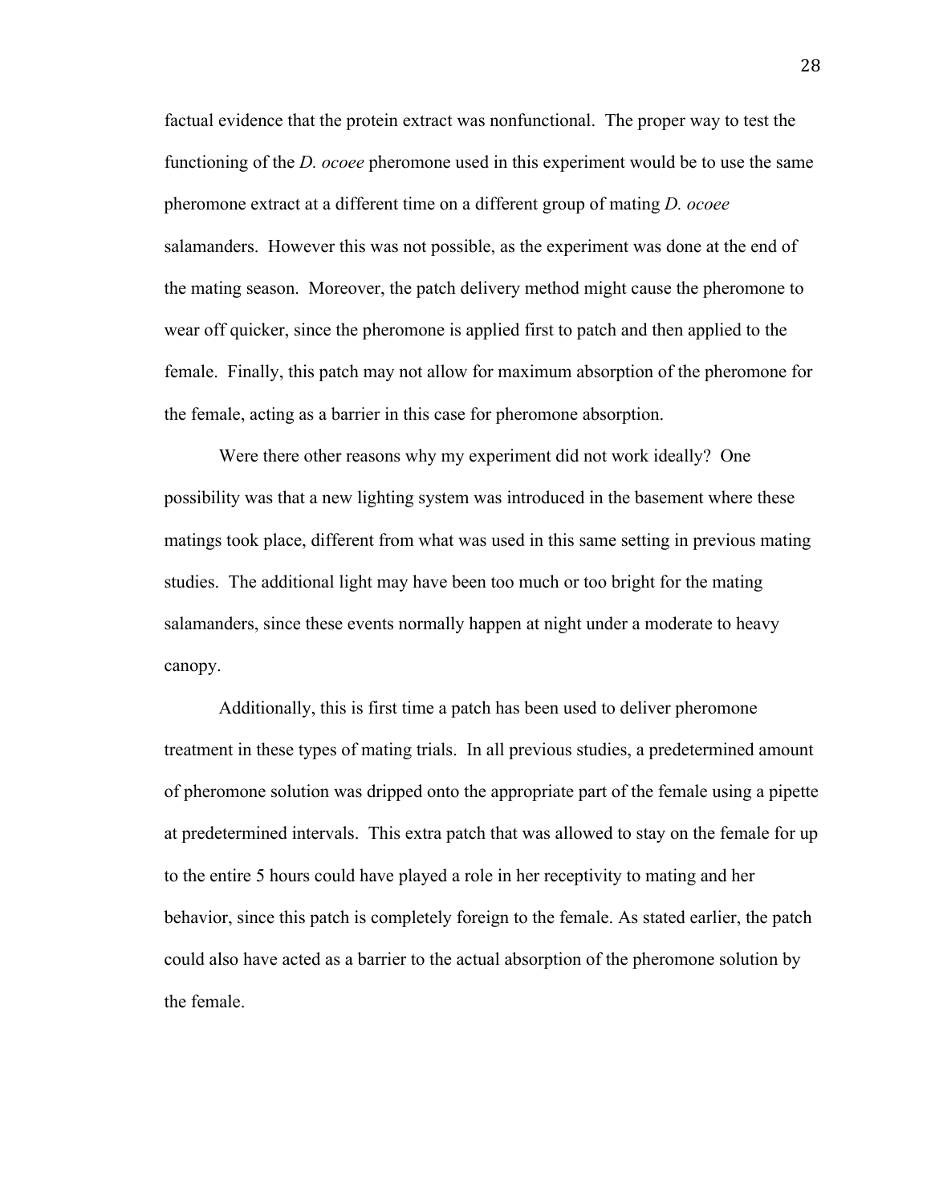factual evidence that the protein extract was nonfunctional. The proper way to test the functioning of the *D. ocoee* pheromone used in this experiment would be to use the same pheromone extract at a different time on a different group of mating *D. ocoee* salamanders. However this was not possible, as the experiment was done at the end of the mating season. Moreover, the patch delivery method might cause the pheromone to wear off quicker, since the pheromone is applied first to patch and then applied to the female. Finally, this patch may not allow for maximum absorption of the pheromone for the female, acting as a barrier in this case for pheromone absorption.

Were there other reasons why my experiment did not work ideally? One possibility was that a new lighting system was introduced in the basement where these matings took place, different from what was used in this same setting in previous mating studies. The additional light may have been too much or too bright for the mating salamanders, since these events normally happen at night under a moderate to heavy canopy.

Additionally, this is first time a patch has been used to deliver pheromone treatment in these types of mating trials. In all previous studies, a predetermined amount of pheromone solution was dripped onto the appropriate part of the female using a pipette at predetermined intervals. This extra patch that was allowed to stay on the female for up to the entire 5 hours could have played a role in her receptivity to mating and her behavior, since this patch is completely foreign to the female. As stated earlier, the patch could also have acted as a barrier to the actual absorption of the pheromone solution by the female.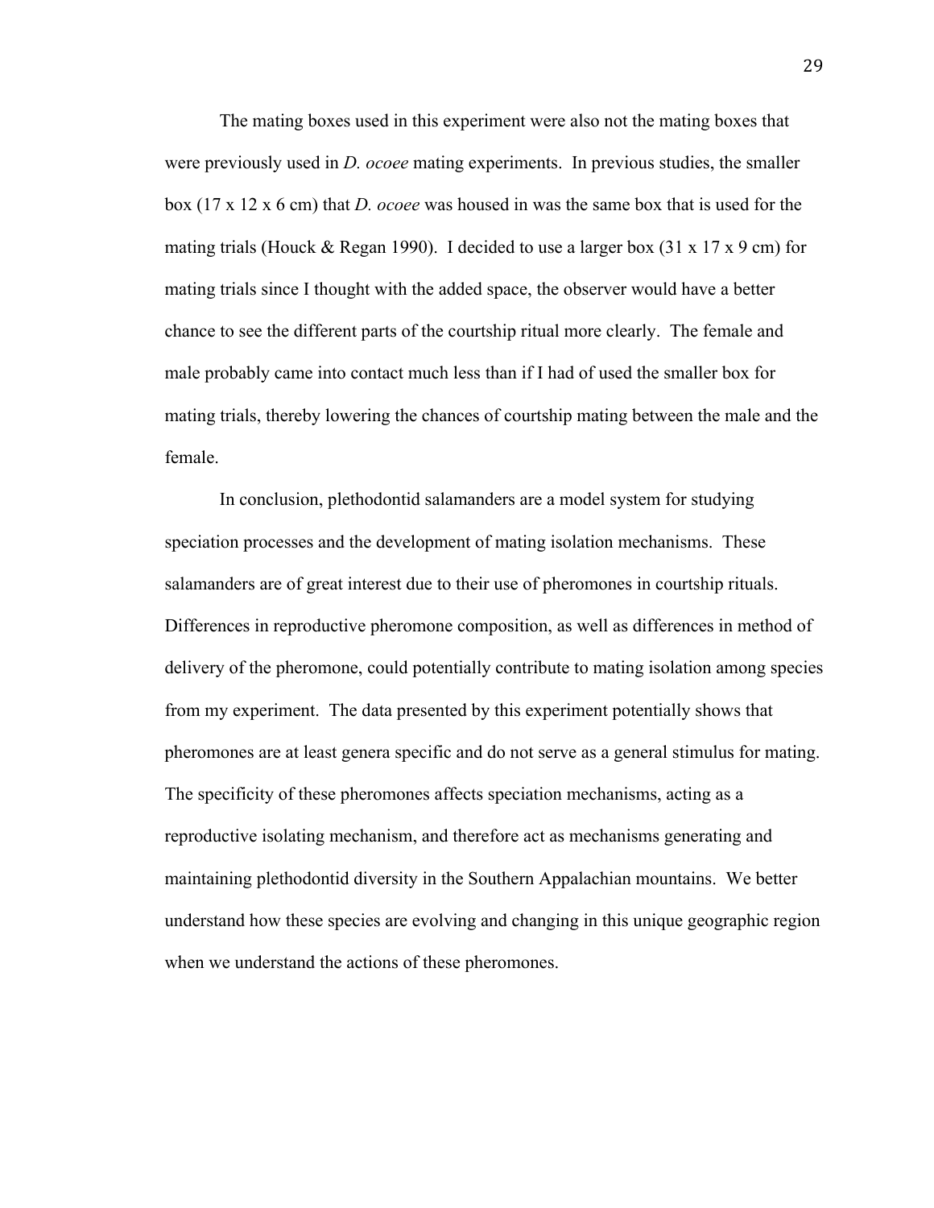The mating boxes used in this experiment were also not the mating boxes that were previously used in *D. ocoee* mating experiments. In previous studies, the smaller box (17 x 12 x 6 cm) that *D. ocoee* was housed in was the same box that is used for the mating trials (Houck & Regan 1990). I decided to use a larger box (31 x 17 x 9 cm) for mating trials since I thought with the added space, the observer would have a better chance to see the different parts of the courtship ritual more clearly. The female and male probably came into contact much less than if I had of used the smaller box for mating trials, thereby lowering the chances of courtship mating between the male and the female.

In conclusion, plethodontid salamanders are a model system for studying speciation processes and the development of mating isolation mechanisms. These salamanders are of great interest due to their use of pheromones in courtship rituals. Differences in reproductive pheromone composition, as well as differences in method of delivery of the pheromone, could potentially contribute to mating isolation among species from my experiment. The data presented by this experiment potentially shows that pheromones are at least genera specific and do not serve as a general stimulus for mating. The specificity of these pheromones affects speciation mechanisms, acting as a reproductive isolating mechanism, and therefore act as mechanisms generating and maintaining plethodontid diversity in the Southern Appalachian mountains. We better understand how these species are evolving and changing in this unique geographic region when we understand the actions of these pheromones.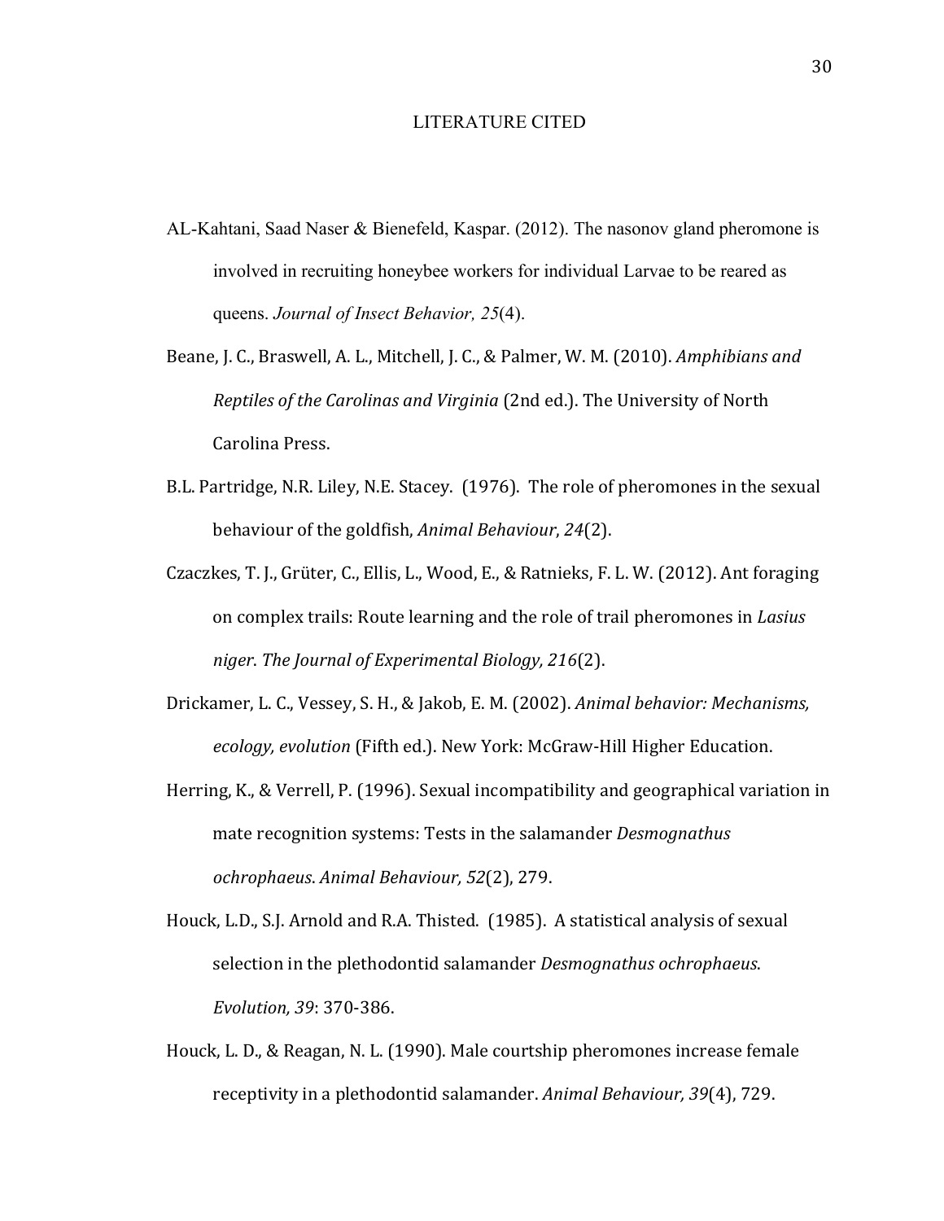# LITERATURE CITED

AL-Kahtani, Saad Naser & Bienefeld, Kaspar. (2012). The nasonov gland pheromone is involved in recruiting honeybee workers for individual Larvae to be reared as queens. *Journal of Insect Behavior, 25*(4).

Beane, J. C., Braswell, A. L., Mitchell, J. C., & Palmer, W. M. (2010). *Amphibians and Reptiles of the Carolinas and Virginia* (2nd ed.). The University of North Carolina Press.

B.L. Partridge, N.R. Liley, N.E. Stacey. (1976). The role of pheromones in the sexual behaviour of the goldfish, *Animal Behaviour*, *24*(2).

Czaczkes, T. J., Grüter, C., Ellis, L., Wood, E., & Ratnieks, F. L. W. (2012). Ant foraging on complex trails: Route learning and the role of trail pheromones in *Lasius niger*. *The Journal of Experimental Biology, 216*(2).

Drickamer, L. C., Vessey, S. H., & Jakob, E. M. (2002). *Animal behavior: Mechanisms, ecology, evolution* (Fifth ed.). New York: McGraw-Hill Higher Education.

Herring, K., & Verrell, P. (1996). Sexual incompatibility and geographical variation in mate recognition systems: Tests in the salamander *Desmognathus ochrophaeus*. *Animal Behaviour, 52*(2), 279.

Houck, L.D., S.J. Arnold and R.A. Thisted. (1985). A statistical analysis of sexual selection in the plethodontid salamander *Desmognathus ochrophaeus*. *Evolution, 39*: 370-386.

Houck, L. D., & Reagan, N. L. (1990). Male courtship pheromones increase female receptivity in a plethodontid salamander. *Animal Behaviour, 39*(4), 729.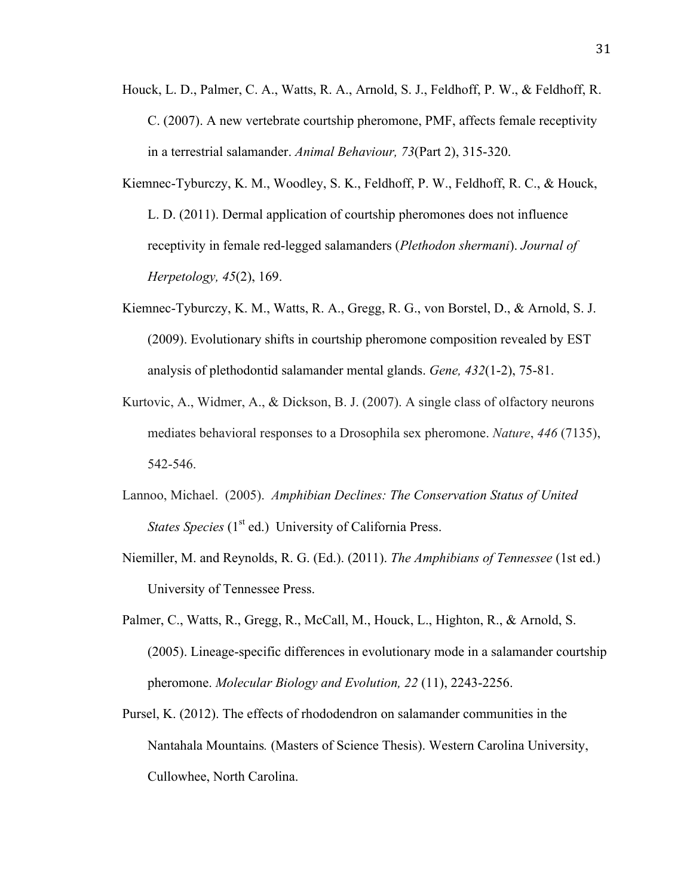Houck, L. D., Palmer, C. A., Watts, R. A., Arnold, S. J., Feldhoff, P. W., & Feldhoff, R. C. (2007). A new vertebrate courtship pheromone, PMF, affects female receptivity in a terrestrial salamander. *Animal Behaviour, 73*(Part 2), 315-320.

Kiemnec-Tyburczy, K. M., Woodley, S. K., Feldhoff, P. W., Feldhoff, R. C., & Houck, L. D. (2011). Dermal application of courtship pheromones does not influence receptivity in female red-legged salamanders (*Plethodon shermani*). *Journal of Herpetology, 45*(2), 169.

Kiemnec-Tyburczy, K. M., Watts, R. A., Gregg, R. G., von Borstel, D., & Arnold, S. J. (2009). Evolutionary shifts in courtship pheromone composition revealed by EST analysis of plethodontid salamander mental glands. *Gene, 432*(1-2), 75-81.

Kurtovic, A., Widmer, A., & Dickson, B. J. (2007). A single class of olfactory neurons mediates behavioral responses to a Drosophila sex pheromone. *Nature*, *446* (7135), 542-546.

Lannoo, Michael. (2005). *Amphibian Declines: The Conservation Status of United States Species* (1st ed.) University of California Press.

Niemiller, M. and Reynolds, R. G. (Ed.). (2011). *The Amphibians of Tennessee* (1st ed.) University of Tennessee Press.

Palmer, C., Watts, R., Gregg, R., McCall, M., Houck, L., Highton, R., & Arnold, S. (2005). Lineage-specific differences in evolutionary mode in a salamander courtship pheromone. *Molecular Biology and Evolution, 22* (11), 2243-2256.

Pursel, K. (2012). The effects of rhododendron on salamander communities in the Nantahala Mountains*.* (Masters of Science Thesis). Western Carolina University, Cullowhee, North Carolina.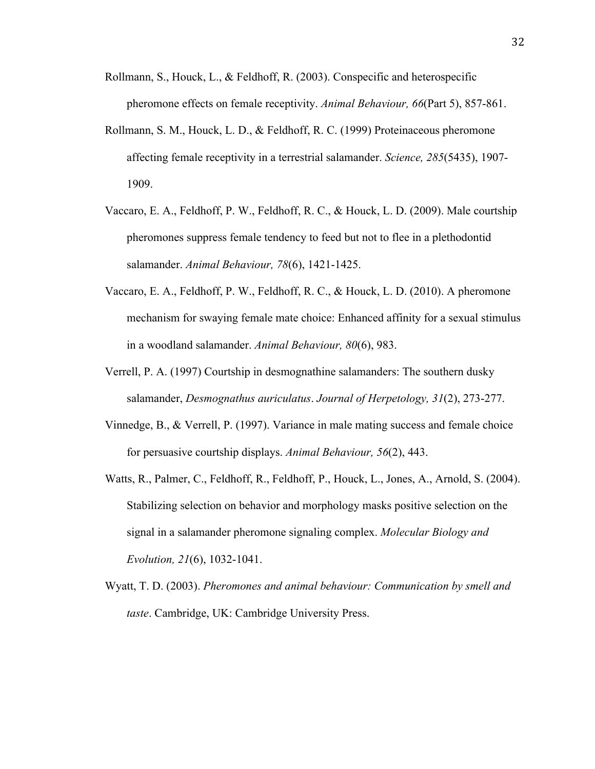Rollmann, S., Houck, L., & Feldhoff, R. (2003). Conspecific and heterospecific pheromone effects on female receptivity. *Animal Behaviour, 66*(Part 5), 857-861.

Rollmann, S. M., Houck, L. D., & Feldhoff, R. C. (1999) Proteinaceous pheromone affecting female receptivity in a terrestrial salamander. *Science, 285*(5435), 1907-1909.

Vaccaro, E. A., Feldhoff, P. W., Feldhoff, R. C., & Houck, L. D. (2009). Male courtship pheromones suppress female tendency to feed but not to flee in a plethodontid salamander. *Animal Behaviour, 78*(6), 1421-1425.

Vaccaro, E. A., Feldhoff, P. W., Feldhoff, R. C., & Houck, L. D. (2010). A pheromone mechanism for swaying female mate choice: Enhanced affinity for a sexual stimulus in a woodland salamander. *Animal Behaviour, 80*(6), 983.

Verrell, P. A. (1997) Courtship in desmognathine salamanders: The southern dusky salamander, *Desmognathus auriculatus*. *Journal of Herpetology, 31*(2), 273-277.

Vinnedge, B., & Verrell, P. (1997). Variance in male mating success and female choice for persuasive courtship displays. *Animal Behaviour, 56*(2), 443.

Watts, R., Palmer, C., Feldhoff, R., Feldhoff, P., Houck, L., Jones, A., Arnold, S. (2004). Stabilizing selection on behavior and morphology masks positive selection on the signal in a salamander pheromone signaling complex. *Molecular Biology and Evolution, 21*(6), 1032-1041.

Wyatt, T. D. (2003). *Pheromones and animal behaviour: Communication by smell and taste*. Cambridge, UK: Cambridge University Press.